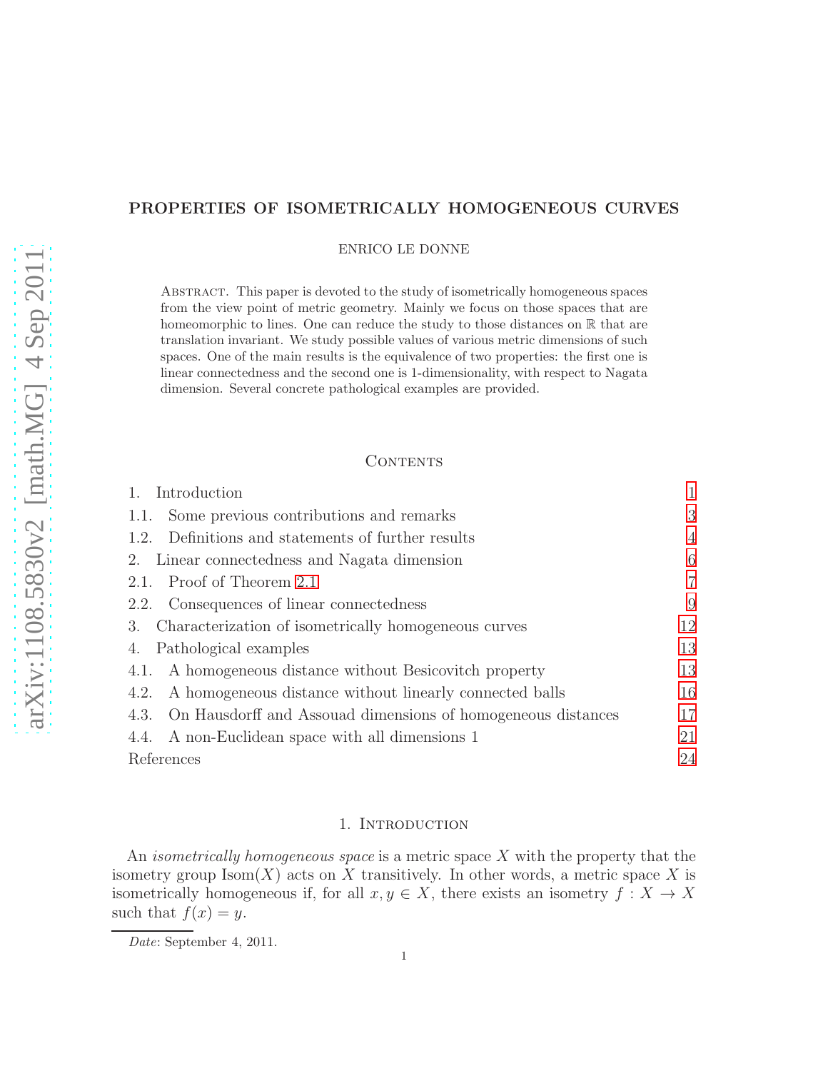# PROPERTIES OF ISOMETRICALLY HOMOGENEOUS CURVES

ENRICO LE DONNE

Abstract. This paper is devoted to the study of isometrically homogeneous spaces from the view point of metric geometry. Mainly we focus on those spaces that are homeomorphic to lines. One can reduce the study to those distances on $\mathbb{R}$ that are translation invariant. We study possible values of various metric dimensions of such spaces. One of the main results is the equivalence of two properties: the first one is linear connectedness and the second one is 1-dimensionality, with respect to Nagata dimension. Several concrete pathological examples are provided.

## Contents

| | |
|---|---|
| 1. Introduction | 1 |
| 1.1. Some previous contributions and remarks | 3 |
| 1.2. Definitions and statements of further results | 4 |
| 2. Linear connectedness and Nagata dimension | 6 |
| 2.1. Proof of Theorem 2.1 | 7 |
| 2.2. Consequences of linear connectedness | 9 |
| 3. Characterization of isometrically homogeneous curves | 12 |
| 4. Pathological examples | 13 |
| 4.1. A homogeneous distance without Besicovitch property | 13 |
| 4.2. A homogeneous distance without linearly connected balls | 16 |
| 4.3. On Hausdorff and Assouad dimensions of homogeneous distances | 17 |
| 4.4. A non-Euclidean space with all dimensions 1 | 21 |
| References | 24 |

## 1. Introduction

An *isometrically homogeneous space* is a metric space $X$ with the property that the isometry group $\mathrm{Isom}(X)$ acts on $X$ transitively. In other words, a metric space $X$ is isometrically homogeneous if, for all $x, y \in X$, there exists an isometry $f : X \to X$ such that $f(x) = y$.

*Date*: September 4, 2011.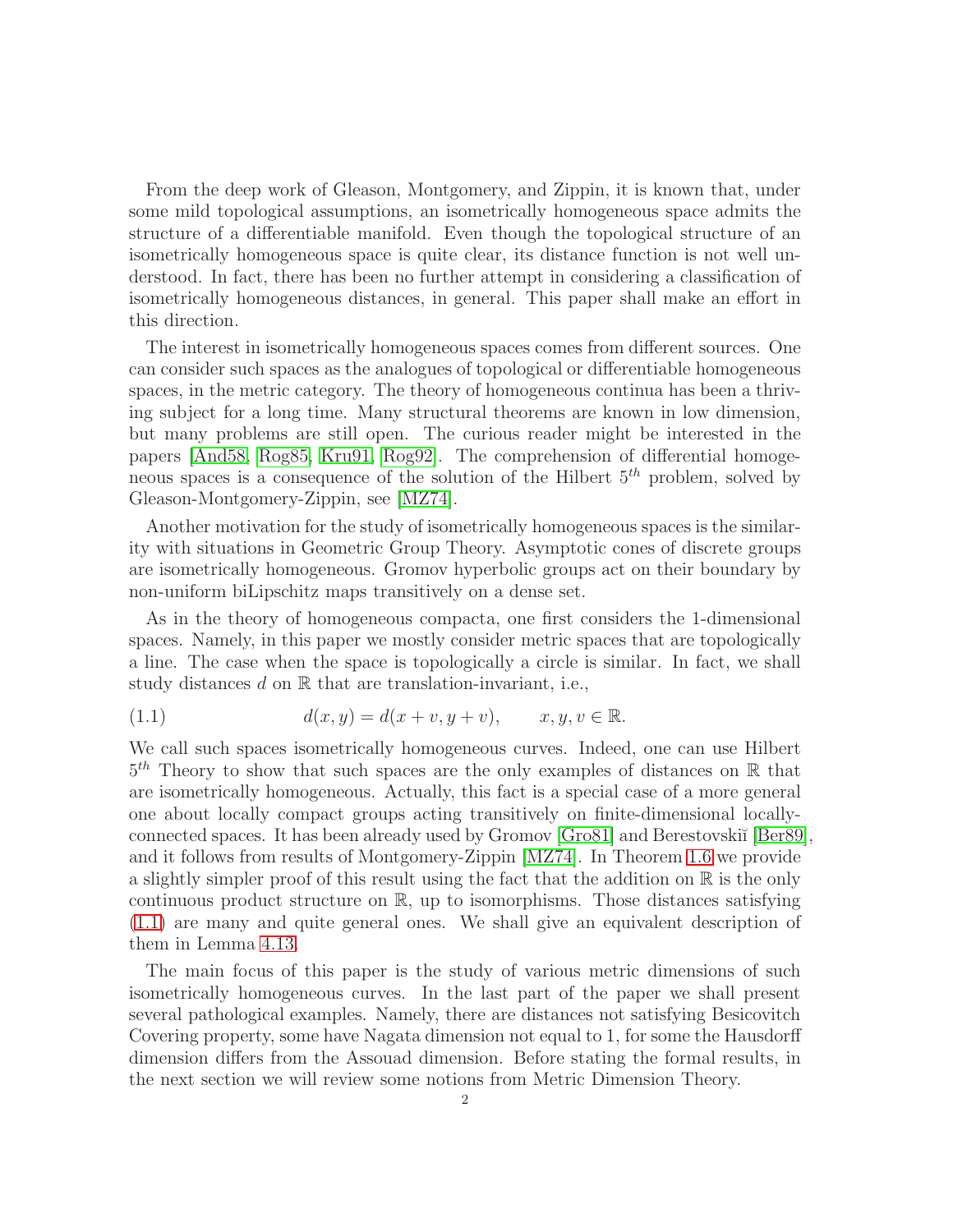From the deep work of Gleason, Montgomery, and Zippin, it is known that, under some mild topological assumptions, an isometrically homogeneous space admits the structure of a differentiable manifold. Even though the topological structure of an isometrically homogeneous space is quite clear, its distance function is not well understood. In fact, there has been no further attempt in considering a classification of isometrically homogeneous distances, in general. This paper shall make an effort in this direction.

The interest in isometrically homogeneous spaces comes from different sources. One can consider such spaces as the analogues of topological or differentiable homogeneous spaces, in the metric category. The theory of homogeneous continua has been a thriving subject for a long time. Many structural theorems are known in low dimension, but many problems are still open. The curious reader might be interested in the papers [And58, Rog85, Kru91, Rog92]. The comprehension of differential homogeneous spaces is a consequence of the solution of the Hilbert $5^{th}$ problem, solved by Gleason-Montgomery-Zippin, see [MZ74].

Another motivation for the study of isometrically homogeneous spaces is the similarity with situations in Geometric Group Theory. Asymptotic cones of discrete groups are isometrically homogeneous. Gromov hyperbolic groups act on their boundary by non-uniform biLipschitz maps transitively on a dense set.

As in the theory of homogeneous compacta, one first considers the 1-dimensional spaces. Namely, in this paper we mostly consider metric spaces that are topologically a line. The case when the space is topologically a circle is similar. In fact, we shall study distances $d$ on $\mathbb{R}$ that are translation-invariant, i.e.,

$$d(x, y) = d(x + v, y + v), \qquad x, y, v \in \mathbb{R}. \tag{1.1}$$

We call such spaces isometrically homogeneous curves. Indeed, one can use Hilbert $5^{th}$ Theory to show that such spaces are the only examples of distances on $\mathbb{R}$ that are isometrically homogeneous. Actually, this fact is a special case of a more general one about locally compact groups acting transitively on finite-dimensional locally-connected spaces. It has been already used by Gromov [Gro81] and Berestovskiĭ [Ber89], and it follows from results of Montgomery-Zippin [MZ74]. In Theorem 1.6 we provide a slightly simpler proof of this result using the fact that the addition on $\mathbb{R}$ is the only continuous product structure on $\mathbb{R}$, up to isomorphisms. Those distances satisfying (1.1) are many and quite general ones. We shall give an equivalent description of them in Lemma 4.13.

The main focus of this paper is the study of various metric dimensions of such isometrically homogeneous curves. In the last part of the paper we shall present several pathological examples. Namely, there are distances not satisfying Besicovitch Covering property, some have Nagata dimension not equal to 1, for some the Hausdorff dimension differs from the Assouad dimension. Before stating the formal results, in the next section we will review some notions from Metric Dimension Theory.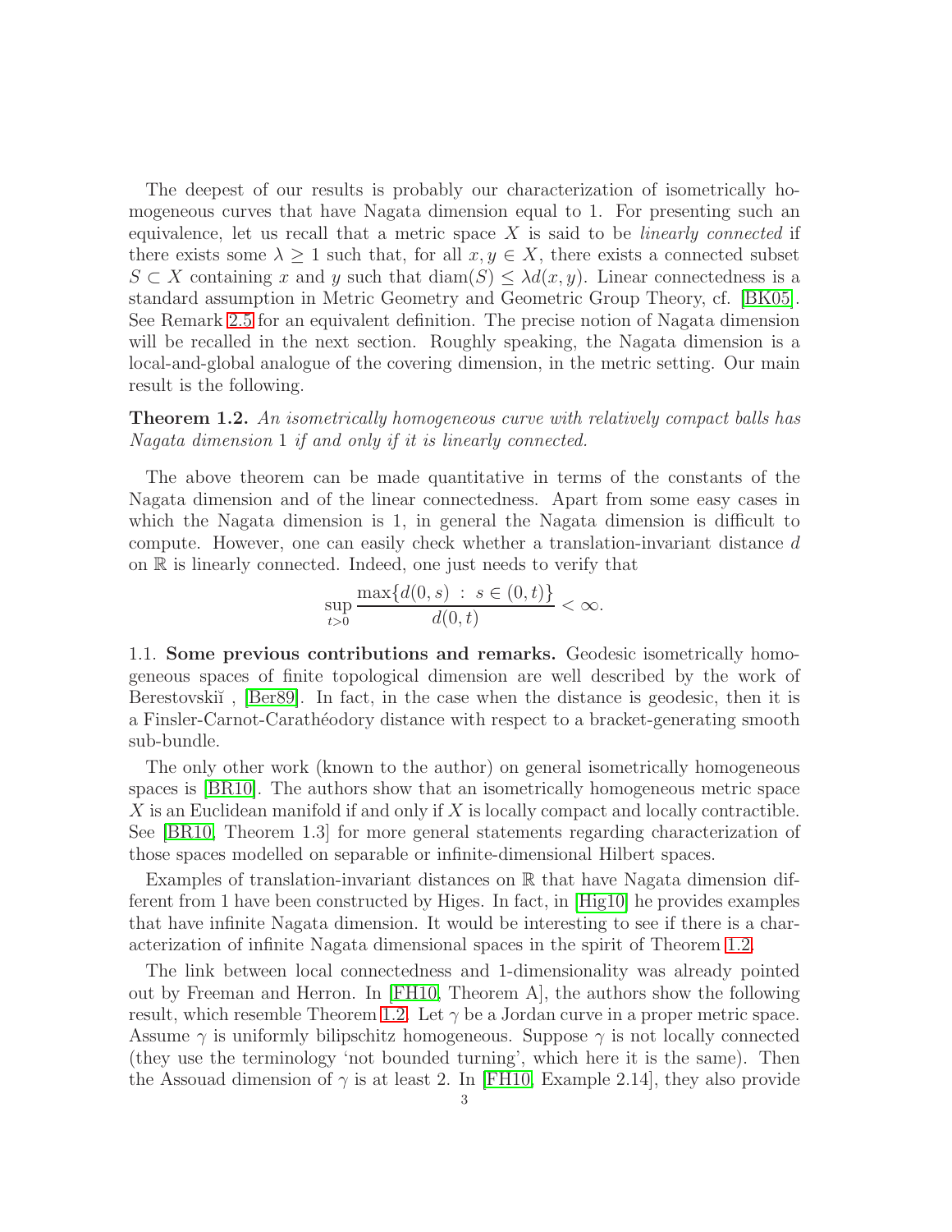The deepest of our results is probably our characterization of isometrically homogeneous curves that have Nagata dimension equal to 1. For presenting such an equivalence, let us recall that a metric space $X$ is said to be *linearly connected* if there exists some $\lambda \geq 1$ such that, for all $x, y \in X$, there exists a connected subset $S \subset X$ containing $x$ and $y$ such that $\operatorname{diam}(S) \leq \lambda d(x, y)$. Linear connectedness is a standard assumption in Metric Geometry and Geometric Group Theory, cf. [BK05]. See Remark 2.5 for an equivalent definition. The precise notion of Nagata dimension will be recalled in the next section. Roughly speaking, the Nagata dimension is a local-and-global analogue of the covering dimension, in the metric setting. Our main result is the following.

**Theorem 1.2.** *An isometrically homogeneous curve with relatively compact balls has Nagata dimension* 1 *if and only if it is linearly connected.*

The above theorem can be made quantitative in terms of the constants of the Nagata dimension and of the linear connectedness. Apart from some easy cases in which the Nagata dimension is 1, in general the Nagata dimension is difficult to compute. However, one can easily check whether a translation-invariant distance $d$ on $\mathbb{R}$ is linearly connected. Indeed, one just needs to verify that

$$\sup_{t>0} \frac{\max\{d(0,s) \ : \ s \in (0,t)\}}{d(0,t)} < \infty.$$

1.1. **Some previous contributions and remarks.** Geodesic isometrically homogeneous spaces of finite topological dimension are well described by the work of Berestovskiĭ , [Ber89]. In fact, in the case when the distance is geodesic, then it is a Finsler-Carnot-Carathéodory distance with respect to a bracket-generating smooth sub-bundle.

The only other work (known to the author) on general isometrically homogeneous spaces is [BR10]. The authors show that an isometrically homogeneous metric space $X$ is an Euclidean manifold if and only if $X$ is locally compact and locally contractible. See [BR10, Theorem 1.3] for more general statements regarding characterization of those spaces modelled on separable or infinite-dimensional Hilbert spaces.

Examples of translation-invariant distances on $\mathbb{R}$ that have Nagata dimension different from 1 have been constructed by Higes. In fact, in [Hig10] he provides examples that have infinite Nagata dimension. It would be interesting to see if there is a characterization of infinite Nagata dimensional spaces in the spirit of Theorem 1.2.

The link between local connectedness and 1-dimensionality was already pointed out by Freeman and Herron. In [FH10, Theorem A], the authors show the following result, which resemble Theorem 1.2. Let $\gamma$ be a Jordan curve in a proper metric space. Assume $\gamma$ is uniformly bilipschitz homogeneous. Suppose $\gamma$ is not locally connected (they use the terminology 'not bounded turning', which here it is the same). Then the Assouad dimension of $\gamma$ is at least 2. In [FH10, Example 2.14], they also provide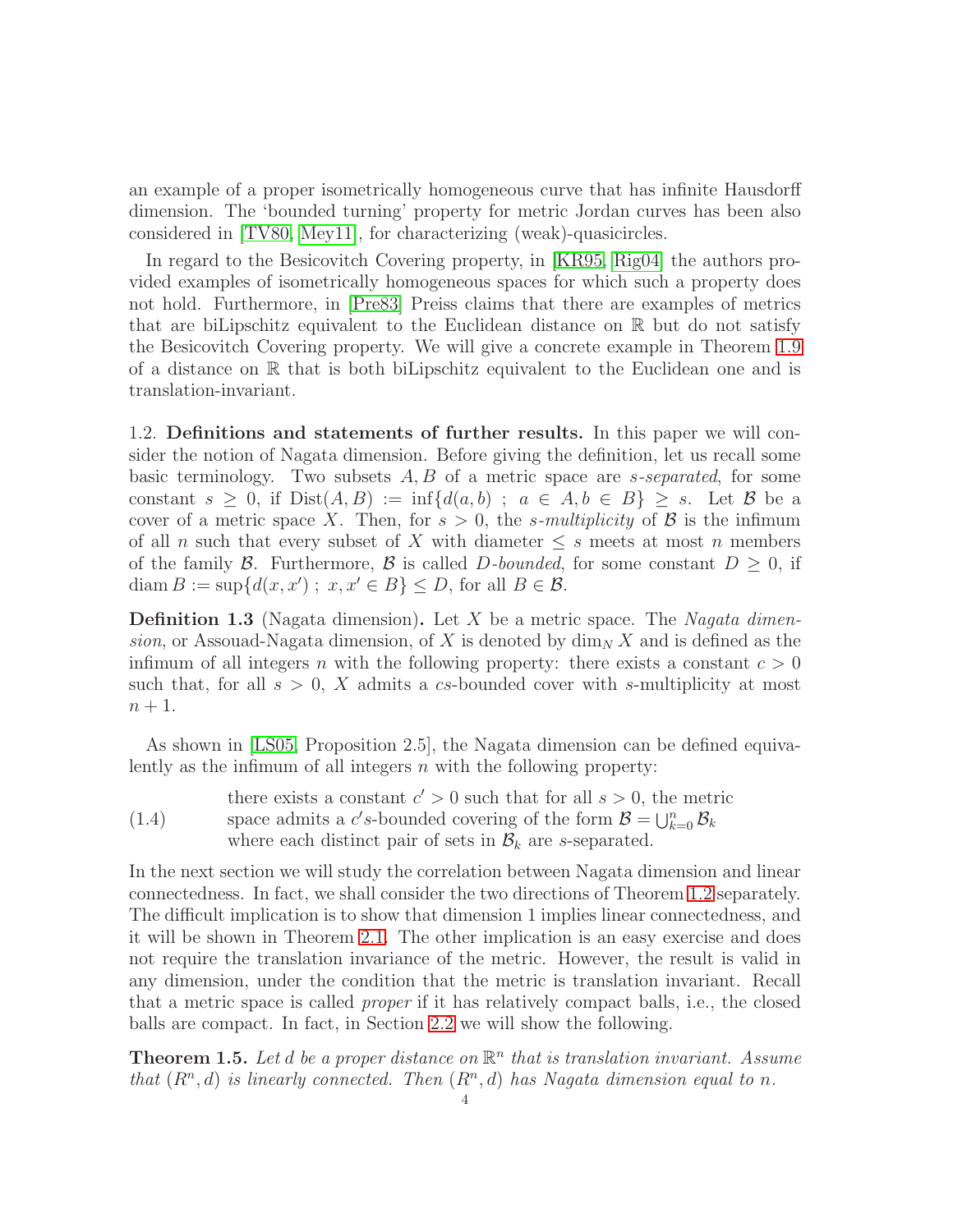an example of a proper isometrically homogeneous curve that has infinite Hausdorff dimension. The 'bounded turning' property for metric Jordan curves has been also considered in [TV80, Mey11], for characterizing (weak)-quasicircles.

In regard to the Besicovitch Covering property, in [KR95, Rig04] the authors provided examples of isometrically homogeneous spaces for which such a property does not hold. Furthermore, in [Pre83] Preiss claims that there are examples of metrics that are biLipschitz equivalent to the Euclidean distance on $\mathbb{R}$ but do not satisfy the Besicovitch Covering property. We will give a concrete example in Theorem 1.9 of a distance on $\mathbb{R}$ that is both biLipschitz equivalent to the Euclidean one and is translation-invariant.

1.2. **Definitions and statements of further results.** In this paper we will consider the notion of Nagata dimension. Before giving the definition, let us recall some basic terminology. Two subsets $A, B$ of a metric space are *$s$-separated*, for some constant $s \geq 0$, if $\mathrm{Dist}(A, B) := \inf\{d(a, b) \; ; \; a \in A, b \in B\} \geq s$. Let $\mathcal{B}$ be a cover of a metric space $X$. Then, for $s > 0$, the *$s$-multiplicity* of $\mathcal{B}$ is the infimum of all $n$ such that every subset of $X$ with diameter $\leq s$ meets at most $n$ members of the family $\mathcal{B}$. Furthermore, $\mathcal{B}$ is called *$D$-bounded*, for some constant $D \geq 0$, if $\mathrm{diam}\, B := \sup\{d(x, x') \; ; \; x, x' \in B\} \leq D$, for all $B \in \mathcal{B}$.

**Definition 1.3** (Nagata dimension)**.** Let $X$ be a metric space. The *Nagata dimension*, or Assouad-Nagata dimension, of $X$ is denoted by $\dim_N X$ and is defined as the infimum of all integers $n$ with the following property: there exists a constant $c > 0$ such that, for all $s > 0$, $X$ admits a $cs$-bounded cover with $s$-multiplicity at most $n + 1$.

As shown in [LS05, Proposition 2.5], the Nagata dimension can be defined equivalently as the infimum of all integers $n$ with the following property:

(1.4) there exists a constant $c' > 0$ such that for all $s > 0$, the metric space admits a $c's$-bounded covering of the form $\mathcal{B} = \bigcup_{k=0}^{n} \mathcal{B}_k$ where each distinct pair of sets in $\mathcal{B}_k$ are $s$-separated.

In the next section we will study the correlation between Nagata dimension and linear connectedness. In fact, we shall consider the two directions of Theorem 1.2 separately. The difficult implication is to show that dimension 1 implies linear connectedness, and it will be shown in Theorem 2.1. The other implication is an easy exercise and does not require the translation invariance of the metric. However, the result is valid in any dimension, under the condition that the metric is translation invariant. Recall that a metric space is called *proper* if it has relatively compact balls, i.e., the closed balls are compact. In fact, in Section 2.2 we will show the following.

**Theorem 1.5.** *Let $d$ be a proper distance on $\mathbb{R}^n$ that is translation invariant. Assume that $(R^n, d)$ is linearly connected. Then $(R^n, d)$ has Nagata dimension equal to $n$.*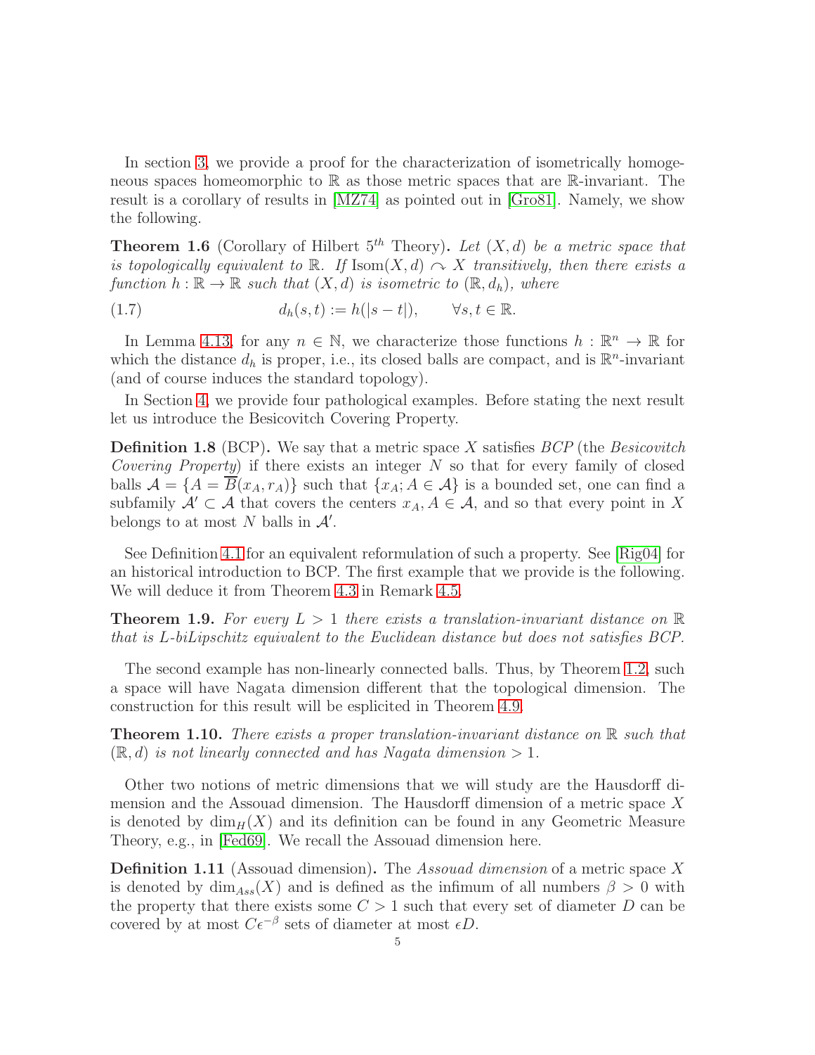In section 3, we provide a proof for the characterization of isometrically homogeneous spaces homeomorphic to $\mathbb{R}$ as those metric spaces that are $\mathbb{R}$-invariant. The result is a corollary of results in [MZ74] as pointed out in [Gro81]. Namely, we show the following.

**Theorem 1.6** (Corollary of Hilbert $5^{th}$ Theory)**.** *Let $(X, d)$ be a metric space that is topologically equivalent to $\mathbb{R}$. If $\mathrm{Isom}(X, d) \curvearrowright X$ transitively, then there exists a function $h : \mathbb{R} \to \mathbb{R}$ such that $(X, d)$ is isometric to $(\mathbb{R}, d_h)$, where*

$$d_h(s,t) := h(|s-t|), \qquad \forall s,t \in \mathbb{R}. \tag{1.7}$$

In Lemma 4.13, for any $n \in \mathbb{N}$, we characterize those functions $h : \mathbb{R}^n \to \mathbb{R}$ for which the distance $d_h$ is proper, i.e., its closed balls are compact, and is $\mathbb{R}^n$-invariant (and of course induces the standard topology).

In Section 4, we provide four pathological examples. Before stating the next result let us introduce the Besicovitch Covering Property.

**Definition 1.8** (BCP)**.** We say that a metric space $X$ satisfies *BCP* (the *Besicovitch Covering Property*) if there exists an integer $N$ so that for every family of closed balls $\mathcal{A} = \{A = \overline{B}(x_A, r_A)\}$ such that $\{x_A; A \in \mathcal{A}\}$ is a bounded set, one can find a subfamily $\mathcal{A}' \subset \mathcal{A}$ that covers the centers $x_A, A \in \mathcal{A}$, and so that every point in $X$ belongs to at most $N$ balls in $\mathcal{A}'$.

See Definition 4.1 for an equivalent reformulation of such a property. See [Rig04] for an historical introduction to BCP. The first example that we provide is the following. We will deduce it from Theorem 4.3 in Remark 4.5.

**Theorem 1.9.** *For every $L > 1$ there exists a translation-invariant distance on $\mathbb{R}$ that is $L$-biLipschitz equivalent to the Euclidean distance but does not satisfies BCP.*

The second example has non-linearly connected balls. Thus, by Theorem 1.2, such a space will have Nagata dimension different that the topological dimension. The construction for this result will be esplicited in Theorem 4.9.

**Theorem 1.10.** *There exists a proper translation-invariant distance on $\mathbb{R}$ such that $(\mathbb{R}, d)$ is not linearly connected and has Nagata dimension $> 1$.*

Other two notions of metric dimensions that we will study are the Hausdorff dimension and the Assouad dimension. The Hausdorff dimension of a metric space $X$ is denoted by $\dim_H(X)$ and its definition can be found in any Geometric Measure Theory, e.g., in [Fed69]. We recall the Assouad dimension here.

**Definition 1.11** (Assouad dimension)**.** The *Assouad dimension* of a metric space $X$ is denoted by $\dim_{Ass}(X)$ and is defined as the infimum of all numbers $\beta > 0$ with the property that there exists some $C > 1$ such that every set of diameter $D$ can be covered by at most $C\epsilon^{-\beta}$ sets of diameter at most $\epsilon D$.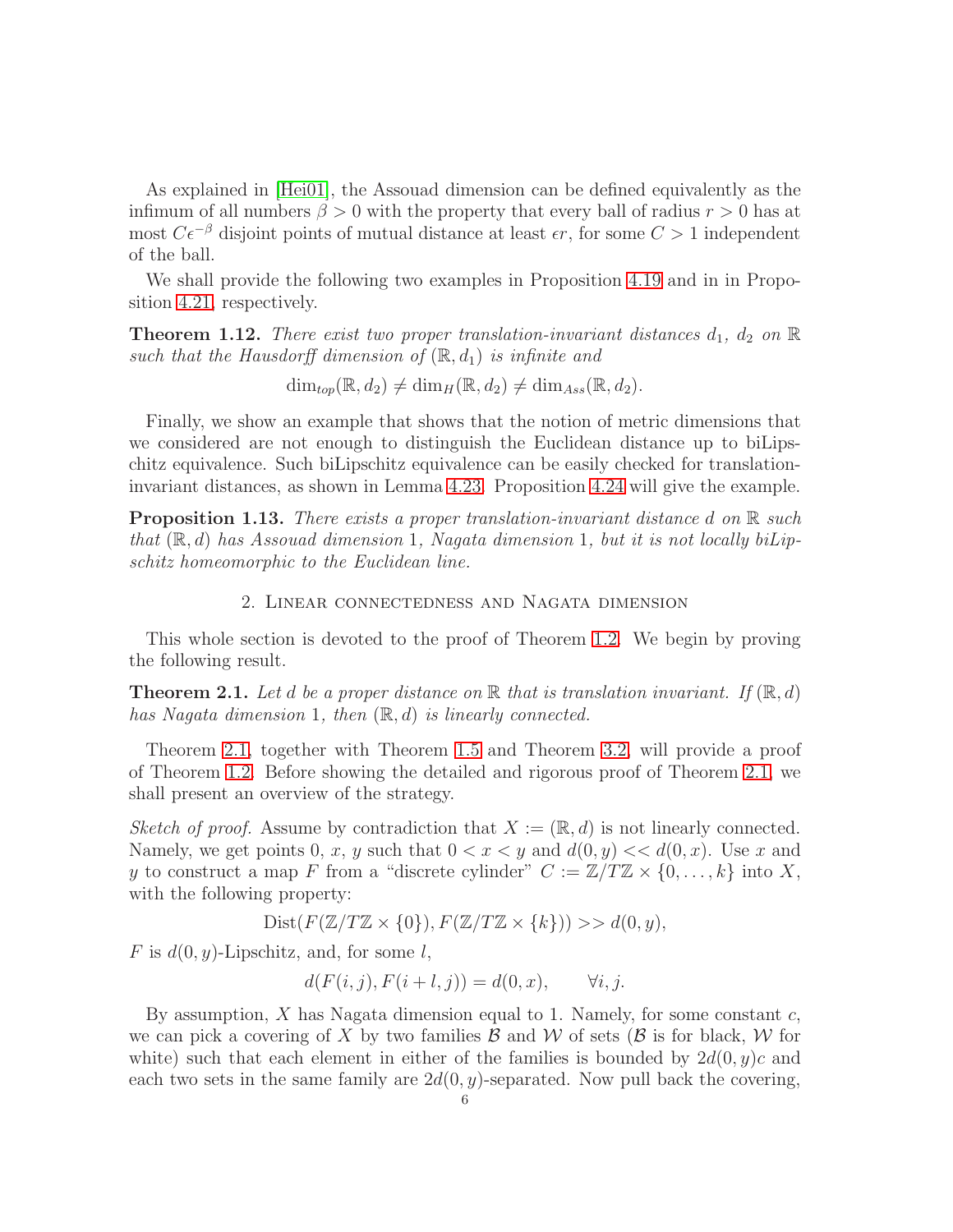As explained in [Hei01], the Assouad dimension can be defined equivalently as the infimum of all numbers $\beta > 0$ with the property that every ball of radius $r > 0$ has at most $C\epsilon^{-\beta}$ disjoint points of mutual distance at least $\epsilon r$, for some $C > 1$ independent of the ball.

We shall provide the following two examples in Proposition 4.19 and in in Proposition 4.21, respectively.

**Theorem 1.12.** *There exist two proper translation-invariant distances $d_1$, $d_2$ on $\mathbb{R}$ such that the Hausdorff dimension of $(\mathbb{R}, d_1)$ is infinite and*

$$\dim_{top}(\mathbb{R}, d_2) \neq \dim_H(\mathbb{R}, d_2) \neq \dim_{Ass}(\mathbb{R}, d_2).$$

Finally, we show an example that shows that the notion of metric dimensions that we considered are not enough to distinguish the Euclidean distance up to biLipschitz equivalence. Such biLipschitz equivalence can be easily checked for translation-invariant distances, as shown in Lemma 4.23. Proposition 4.24 will give the example.

**Proposition 1.13.** *There exists a proper translation-invariant distance $d$ on $\mathbb{R}$ such that $(\mathbb{R}, d)$ has Assouad dimension 1, Nagata dimension 1, but it is not locally biLipschitz homeomorphic to the Euclidean line.*

## 2. Linear connectedness and Nagata dimension

This whole section is devoted to the proof of Theorem 1.2. We begin by proving the following result.

**Theorem 2.1.** *Let $d$ be a proper distance on $\mathbb{R}$ that is translation invariant. If $(\mathbb{R}, d)$ has Nagata dimension 1, then $(\mathbb{R}, d)$ is linearly connected.*

Theorem 2.1, together with Theorem 1.5 and Theorem 3.2, will provide a proof of Theorem 1.2. Before showing the detailed and rigorous proof of Theorem 2.1, we shall present an overview of the strategy.

*Sketch of proof.* Assume by contradiction that $X := (\mathbb{R}, d)$ is not linearly connected. Namely, we get points $0$, $x$, $y$ such that $0 < x < y$ and $d(0, y) << d(0, x)$. Use $x$ and $y$ to construct a map $F$ from a "discrete cylinder" $C := \mathbb{Z}/T\mathbb{Z} \times \{0, \ldots, k\}$ into $X$, with the following property:

$$\mathrm{Dist}(F(\mathbb{Z}/T\mathbb{Z} \times \{0\}), F(\mathbb{Z}/T\mathbb{Z} \times \{k\})) >> d(0, y),$$

$F$ is $d(0, y)$-Lipschitz, and, for some $l$,

$$d(F(i, j), F(i + l, j)) = d(0, x), \qquad \forall i, j.$$

By assumption, $X$ has Nagata dimension equal to 1. Namely, for some constant $c$, we can pick a covering of $X$ by two families $\mathcal{B}$ and $\mathcal{W}$ of sets ($\mathcal{B}$ is for black, $\mathcal{W}$ for white) such that each element in either of the families is bounded by $2d(0, y)c$ and each two sets in the same family are $2d(0, y)$-separated. Now pull back the covering,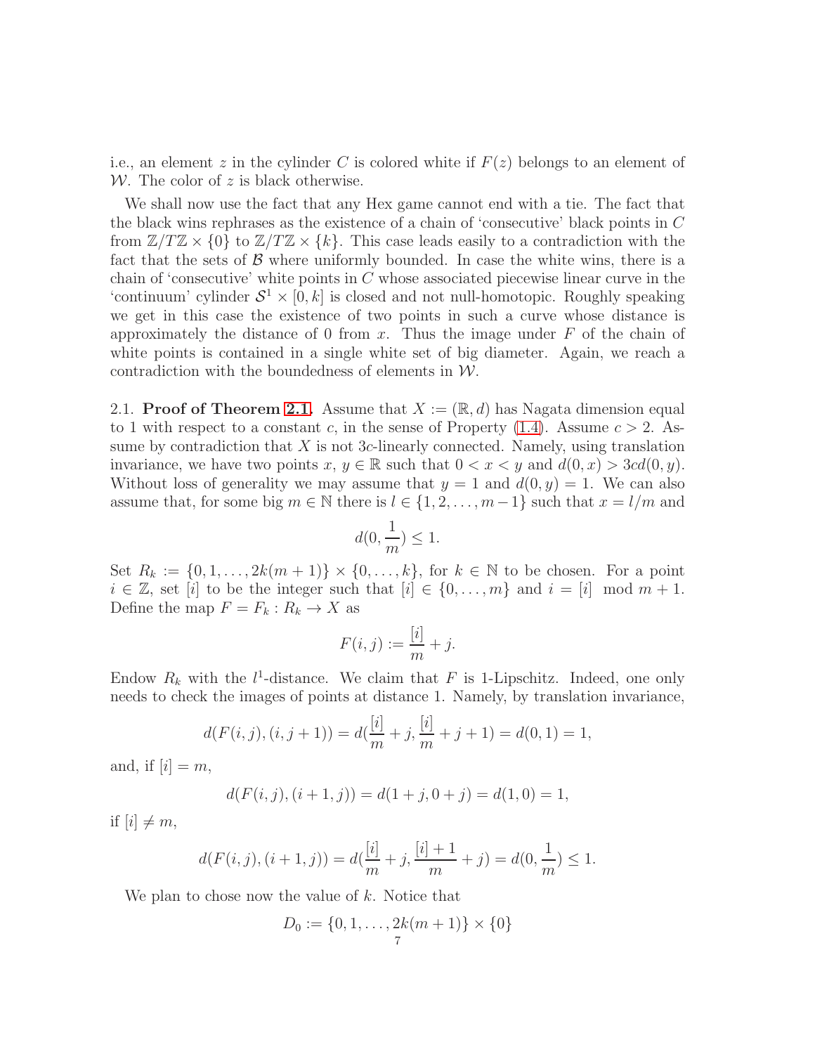i.e., an element $z$ in the cylinder $C$ is colored white if $F(z)$ belongs to an element of $\mathcal{W}$. The color of $z$ is black otherwise.

We shall now use the fact that any Hex game cannot end with a tie. The fact that the black wins rephrases as the existence of a chain of 'consecutive' black points in $C$ from $\mathbb{Z}/T\mathbb{Z} \times \{0\}$ to $\mathbb{Z}/T\mathbb{Z} \times \{k\}$. This case leads easily to a contradiction with the fact that the sets of $\mathcal{B}$ where uniformly bounded. In case the white wins, there is a chain of 'consecutive' white points in $C$ whose associated piecewise linear curve in the 'continuum' cylinder $\mathcal{S}^1 \times [0, k]$ is closed and not null-homotopic. Roughly speaking we get in this case the existence of two points in such a curve whose distance is approximately the distance of 0 from $x$. Thus the image under $F$ of the chain of white points is contained in a single white set of big diameter. Again, we reach a contradiction with the boundedness of elements in $\mathcal{W}$.

2.1. **Proof of Theorem 2.1.** Assume that $X := (\mathbb{R}, d)$ has Nagata dimension equal to 1 with respect to a constant $c$, in the sense of Property (1.4). Assume $c > 2$. Assume by contradiction that $X$ is not $3c$-linearly connected. Namely, using translation invariance, we have two points $x, y \in \mathbb{R}$ such that $0 < x < y$ and $d(0, x) > 3cd(0, y)$. Without loss of generality we may assume that $y = 1$ and $d(0, y) = 1$. We can also assume that, for some big $m \in \mathbb{N}$ there is $l \in \{1, 2, \ldots, m-1\}$ such that $x = l/m$ and

$$d(0, \frac{1}{m}) \leq 1.$$

Set $R_k := \{0, 1, \ldots, 2k(m+1)\} \times \{0, \ldots, k\}$, for $k \in \mathbb{N}$ to be chosen. For a point $i \in \mathbb{Z}$, set $[i]$ to be the integer such that $[i] \in \{0, \ldots, m\}$ and $i = [i] \mod m+1$. Define the map $F = F_k : R_k \to X$ as

$$F(i, j) := \frac{[i]}{m} + j.$$

Endow $R_k$ with the $l^1$-distance. We claim that $F$ is 1-Lipschitz. Indeed, one only needs to check the images of points at distance 1. Namely, by translation invariance,

$$d(F(i, j), (i, j+1)) = d(\frac{[i]}{m} + j, \frac{[i]}{m} + j + 1) = d(0, 1) = 1,$$

and, if $[i] = m$,

$$d(F(i, j), (i+1, j)) = d(1 + j, 0 + j) = d(1, 0) = 1,$$

if $[i] \neq m$,

$$d(F(i, j), (i+1, j)) = d(\frac{[i]}{m} + j, \frac{[i]+1}{m} + j) = d(0, \frac{1}{m}) \leq 1.$$

We plan to chose now the value of $k$. Notice that

$$D_0 := \{0, 1, \ldots, 2k(m+1)\} \times \{0\}$$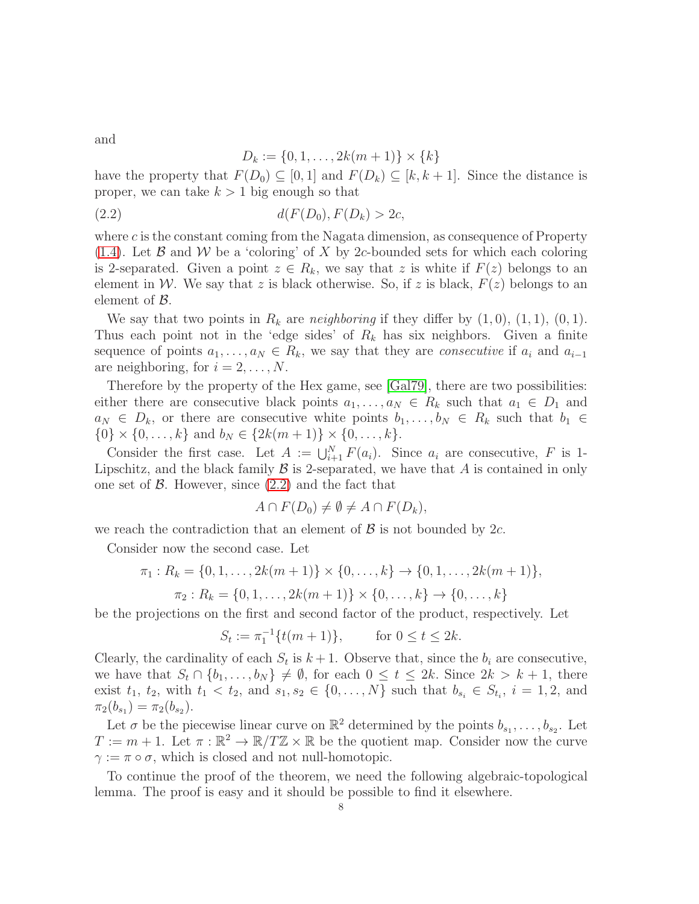and

$$D_k := \{0, 1, \ldots, 2k(m+1)\} \times \{k\}$$

have the property that $F(D_0) \subseteq [0,1]$ and $F(D_k) \subseteq [k, k+1]$. Since the distance is proper, we can take $k > 1$ big enough so that

$$d(F(D_0), F(D_k)) > 2c, \tag{2.2}$$

where $c$ is the constant coming from the Nagata dimension, as consequence of Property (1.4). Let $\mathcal{B}$ and $\mathcal{W}$ be a 'coloring' of $X$ by $2c$-bounded sets for which each coloring is 2-separated. Given a point $z \in R_k$, we say that $z$ is white if $F(z)$ belongs to an element in $\mathcal{W}$. We say that $z$ is black otherwise. So, if $z$ is black, $F(z)$ belongs to an element of $\mathcal{B}$.

We say that two points in $R_k$ are *neighboring* if they differ by $(1,0)$, $(1,1)$, $(0,1)$. Thus each point not in the 'edge sides' of $R_k$ has six neighbors. Given a finite sequence of points $a_1, \ldots, a_N \in R_k$, we say that they are *consecutive* if $a_i$ and $a_{i-1}$ are neighboring, for $i = 2, \ldots, N$.

Therefore by the property of the Hex game, see [Gal79], there are two possibilities: either there are consecutive black points $a_1, \ldots, a_N \in R_k$ such that $a_1 \in D_1$ and $a_N \in D_k$, or there are consecutive white points $b_1, \ldots, b_N \in R_k$ such that $b_1 \in \{0\} \times \{0, \ldots, k\}$ and $b_N \in \{2k(m+1)\} \times \{0, \ldots, k\}$.

Consider the first case. Let $A := \bigcup_{i+1}^{N} F(a_i)$. Since $a_i$ are consecutive, $F$ is 1-Lipschitz, and the black family $\mathcal{B}$ is 2-separated, we have that $A$ is contained in only one set of $\mathcal{B}$. However, since (2.2) and the fact that

$$A \cap F(D_0) \neq \emptyset \neq A \cap F(D_k),$$

we reach the contradiction that an element of $\mathcal{B}$ is not bounded by $2c$.

Consider now the second case. Let

$$\pi_1 : R_k = \{0, 1, \ldots, 2k(m+1)\} \times \{0, \ldots, k\} \to \{0, 1, \ldots, 2k(m+1)\},$$

$$\pi_2 : R_k = \{0, 1, \ldots, 2k(m+1)\} \times \{0, \ldots, k\} \to \{0, \ldots, k\}$$

be the projections on the first and second factor of the product, respectively. Let

$$S_t := \pi_1^{-1}\{t(m+1)\}, \qquad \text{for } 0 \leq t \leq 2k.$$

Clearly, the cardinality of each $S_t$ is $k+1$. Observe that, since the $b_i$ are consecutive, we have that $S_t \cap \{b_1, \ldots, b_N\} \neq \emptyset$, for each $0 \leq t \leq 2k$. Since $2k > k+1$, there exist $t_1$, $t_2$, with $t_1 < t_2$, and $s_1, s_2 \in \{0, \ldots, N\}$ such that $b_{s_i} \in S_{t_i}$, $i = 1, 2$, and $\pi_2(b_{s_1}) = \pi_2(b_{s_2})$.

Let $\sigma$ be the piecewise linear curve on $\mathbb{R}^2$ determined by the points $b_{s_1}, \ldots, b_{s_2}$. Let $T := m+1$. Let $\pi : \mathbb{R}^2 \to \mathbb{R}/T\mathbb{Z} \times \mathbb{R}$ be the quotient map. Consider now the curve $\gamma := \pi \circ \sigma$, which is closed and not null-homotopic.

To continue the proof of the theorem, we need the following algebraic-topological lemma. The proof is easy and it should be possible to find it elsewhere.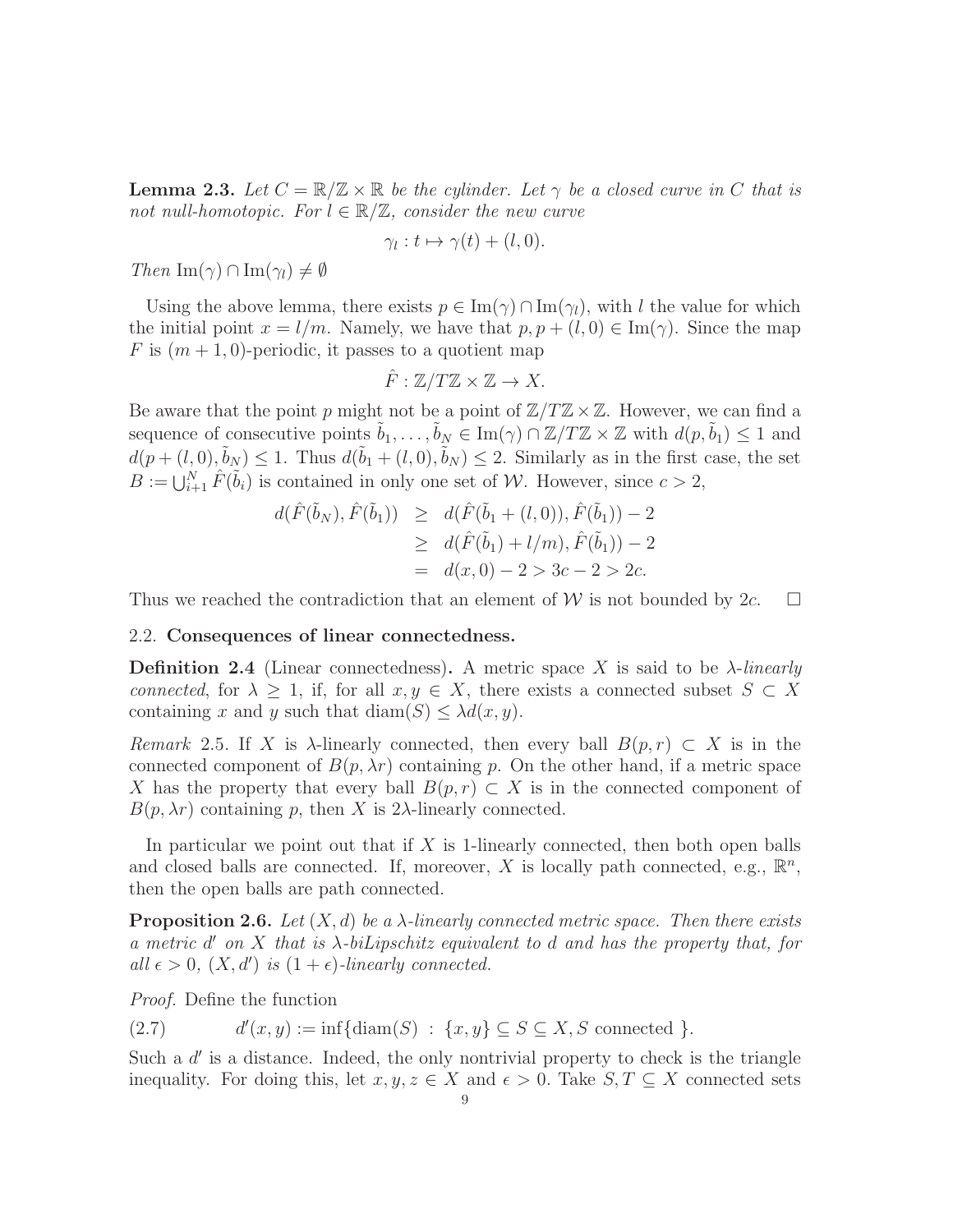**Lemma 2.3.** *Let $C = \mathbb{R}/\mathbb{Z} \times \mathbb{R}$ be the cylinder. Let $\gamma$ be a closed curve in $C$ that is not null-homotopic. For $l \in \mathbb{R}/\mathbb{Z}$, consider the new curve*

$$\gamma_l : t \mapsto \gamma(t) + (l, 0).$$

*Then* $\mathrm{Im}(\gamma) \cap \mathrm{Im}(\gamma_l) \neq \emptyset$

Using the above lemma, there exists $p \in \mathrm{Im}(\gamma) \cap \mathrm{Im}(\gamma_l)$, with $l$ the value for which the initial point $x = l/m$. Namely, we have that $p, p + (l, 0) \in \mathrm{Im}(\gamma)$. Since the map $F$ is $(m+1, 0)$-periodic, it passes to a quotient map

$$\hat{F} : \mathbb{Z}/T\mathbb{Z} \times \mathbb{Z} \to X.$$

Be aware that the point $p$ might not be a point of $\mathbb{Z}/T\mathbb{Z} \times \mathbb{Z}$. However, we can find a sequence of consecutive points $\tilde{b}_1, \ldots, \tilde{b}_N \in \mathrm{Im}(\gamma) \cap \mathbb{Z}/T\mathbb{Z} \times \mathbb{Z}$ with $d(p, \tilde{b}_1) \leq 1$ and $d(p + (l, 0), \tilde{b}_N) \leq 1$. Thus $d(\tilde{b}_1 + (l, 0), \tilde{b}_N) \leq 2$. Similarly as in the first case, the set $B := \bigcup_{i+1}^{N} \hat{F}(\tilde{b}_i)$ is contained in only one set of $\mathcal{W}$. However, since $c > 2$,

$$\begin{aligned}
d(\hat{F}(\tilde{b}_N), \hat{F}(\tilde{b}_1)) &\geq d(\hat{F}(\tilde{b}_1 + (l, 0)), \hat{F}(\tilde{b}_1)) - 2 \\
&\geq d(\hat{F}(\tilde{b}_1) + l/m), \hat{F}(\tilde{b}_1)) - 2 \\
&= d(x, 0) - 2 > 3c - 2 > 2c.
\end{aligned}$$

Thus we reached the contradiction that an element of $\mathcal{W}$ is not bounded by $2c$. $\square$

### 2.2. Consequences of linear connectedness.

**Definition 2.4** (Linear connectedness)**.** A metric space $X$ is said to be $\lambda$*-linearly connected*, for $\lambda \geq 1$, if, for all $x, y \in X$, there exists a connected subset $S \subset X$ containing $x$ and $y$ such that $\mathrm{diam}(S) \leq \lambda d(x, y)$.

*Remark* 2.5. If $X$ is $\lambda$-linearly connected, then every ball $B(p, r) \subset X$ is in the connected component of $B(p, \lambda r)$ containing $p$. On the other hand, if a metric space $X$ has the property that every ball $B(p, r) \subset X$ is in the connected component of $B(p, \lambda r)$ containing $p$, then $X$ is $2\lambda$-linearly connected.

In particular we point out that if $X$ is 1-linearly connected, then both open balls and closed balls are connected. If, moreover, $X$ is locally path connected, e.g., $\mathbb{R}^n$, then the open balls are path connected.

**Proposition 2.6.** *Let $(X, d)$ be a $\lambda$-linearly connected metric space. Then there exists a metric $d'$ on $X$ that is $\lambda$-biLipschitz equivalent to $d$ and has the property that, for all $\epsilon > 0$, $(X, d')$ is $(1 + \epsilon)$-linearly connected.*

*Proof.* Define the function

$$d'(x, y) := \inf\{\mathrm{diam}(S) \; : \; \{x, y\} \subseteq S \subseteq X, S \text{ connected } \}. \tag{2.7}$$

Such a $d'$ is a distance. Indeed, the only nontrivial property to check is the triangle inequality. For doing this, let $x, y, z \in X$ and $\epsilon > 0$. Take $S, T \subseteq X$ connected sets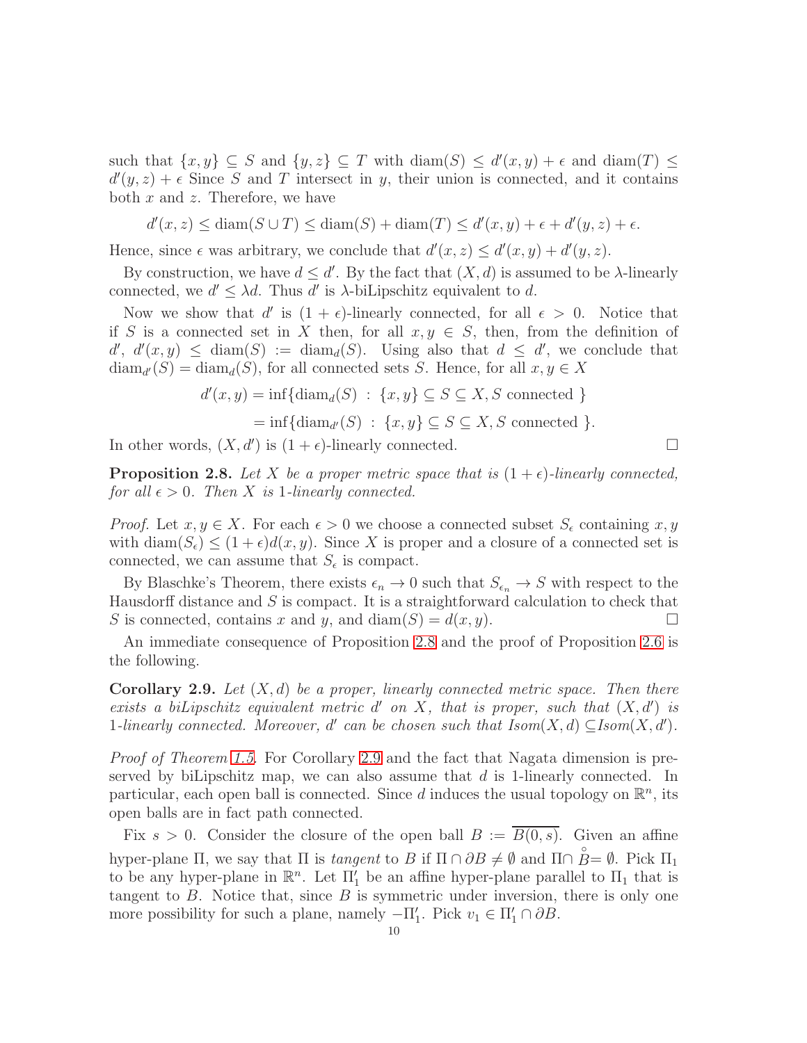such that $\{x, y\} \subseteq S$ and $\{y, z\} \subseteq T$ with $\mathrm{diam}(S) \leq d'(x, y) + \epsilon$ and $\mathrm{diam}(T) \leq d'(y, z) + \epsilon$ Since $S$ and $T$ intersect in $y$, their union is connected, and it contains both $x$ and $z$. Therefore, we have

$$d'(x, z) \leq \mathrm{diam}(S \cup T) \leq \mathrm{diam}(S) + \mathrm{diam}(T) \leq d'(x, y) + \epsilon + d'(y, z) + \epsilon.$$

Hence, since $\epsilon$ was arbitrary, we conclude that $d'(x, z) \leq d'(x, y) + d'(y, z)$.

By construction, we have $d \leq d'$. By the fact that $(X, d)$ is assumed to be $\lambda$-linearly connected, we $d' \leq \lambda d$. Thus $d'$ is $\lambda$-biLipschitz equivalent to $d$.

Now we show that $d'$ is $(1 + \epsilon)$-linearly connected, for all $\epsilon > 0$. Notice that if $S$ is a connected set in $X$ then, for all $x, y \in S$, then, from the definition of $d'$, $d'(x, y) \leq \mathrm{diam}(S) := \mathrm{diam}_d(S)$. Using also that $d \leq d'$, we conclude that $\mathrm{diam}_{d'}(S) = \mathrm{diam}_d(S)$, for all connected sets $S$. Hence, for all $x, y \in X$

$$\begin{aligned} d'(x, y) &= \inf\{\mathrm{diam}_d(S) \;:\; \{x, y\} \subseteq S \subseteq X, S \text{ connected } \} \\ &= \inf\{\mathrm{diam}_{d'}(S) \;:\; \{x, y\} \subseteq S \subseteq X, S \text{ connected } \}. \end{aligned}$$

In other words, $(X, d')$ is $(1 + \epsilon)$-linearly connected. $\square$

**Proposition 2.8.** *Let $X$ be a proper metric space that is $(1 + \epsilon)$-linearly connected, for all $\epsilon > 0$. Then $X$ is 1-linearly connected.*

*Proof.* Let $x, y \in X$. For each $\epsilon > 0$ we choose a connected subset $S_\epsilon$ containing $x, y$ with $\mathrm{diam}(S_\epsilon) \leq (1 + \epsilon)d(x, y)$. Since $X$ is proper and a closure of a connected set is connected, we can assume that $S_\epsilon$ is compact.

By Blaschke's Theorem, there exists $\epsilon_n \to 0$ such that $S_{\epsilon_n} \to S$ with respect to the Hausdorff distance and $S$ is compact. It is a straightforward calculation to check that $S$ is connected, contains $x$ and $y$, and $\mathrm{diam}(S) = d(x, y)$. $\square$

An immediate consequence of Proposition 2.8 and the proof of Proposition 2.6 is the following.

**Corollary 2.9.** *Let $(X, d)$ be a proper, linearly connected metric space. Then there exists a biLipschitz equivalent metric $d'$ on $X$, that is proper, such that $(X, d')$ is 1-linearly connected. Moreover, $d'$ can be chosen such that $Isom(X, d) \subseteq Isom(X, d')$.*

*Proof of Theorem 1.5.* For Corollary 2.9 and the fact that Nagata dimension is preserved by biLipschitz map, we can also assume that $d$ is 1-linearly connected. In particular, each open ball is connected. Since $d$ induces the usual topology on $\mathbb{R}^n$, its open balls are in fact path connected.

Fix $s > 0$. Consider the closure of the open ball $B := \overline{B(0, s)}$. Given an affine hyper-plane $\Pi$, we say that $\Pi$ is *tangent* to $B$ if $\Pi \cap \partial B \neq \emptyset$ and $\Pi \cap \overset{\circ}{B} = \emptyset$. Pick $\Pi_1$ to be any hyper-plane in $\mathbb{R}^n$. Let $\Pi_1'$ be an affine hyper-plane parallel to $\Pi_1$ that is tangent to $B$. Notice that, since $B$ is symmetric under inversion, there is only one more possibility for such a plane, namely $-\Pi_1'$. Pick $v_1 \in \Pi_1' \cap \partial B$.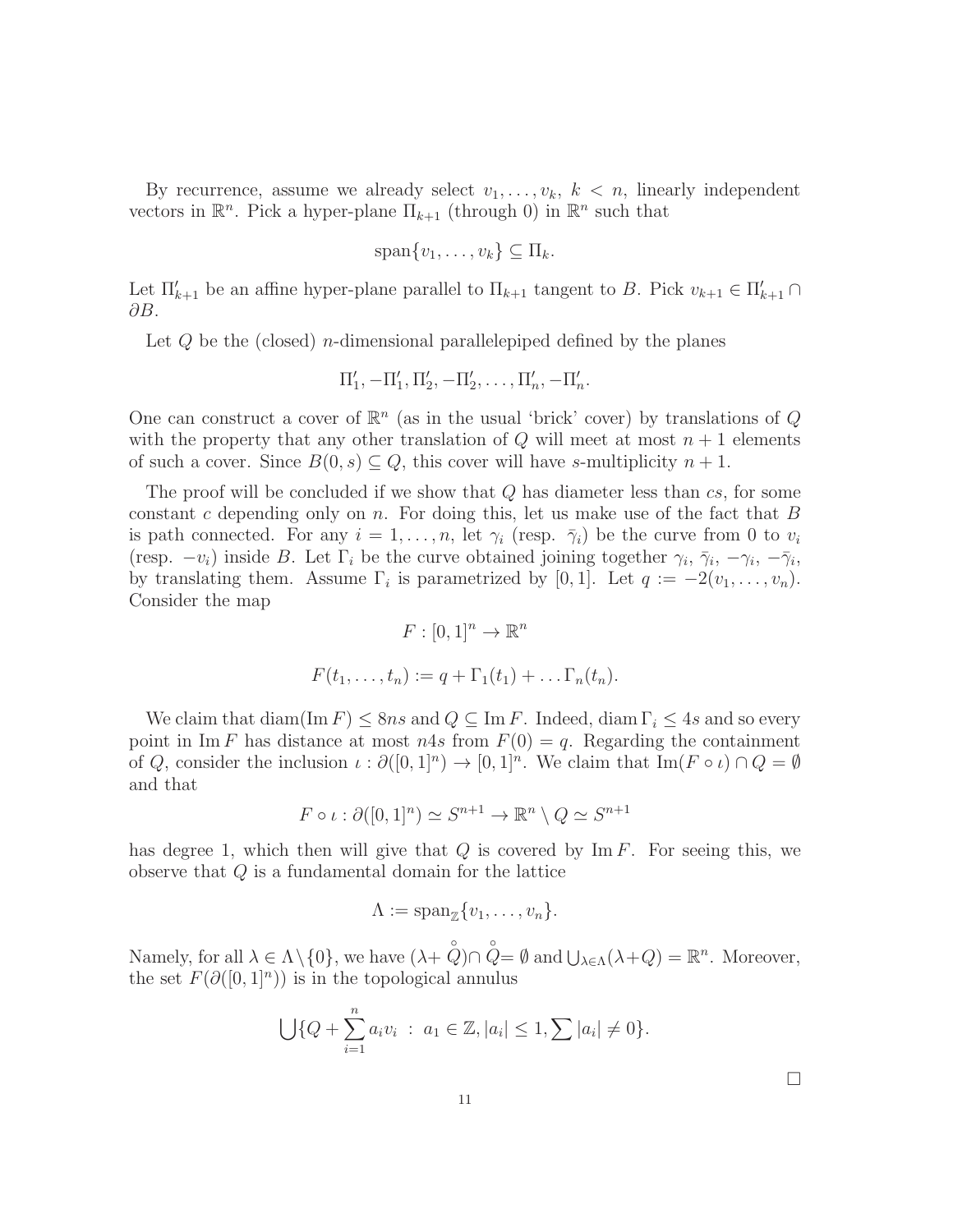By recurrence, assume we already select $v_1, \ldots, v_k$, $k < n$, linearly independent vectors in $\mathbb{R}^n$. Pick a hyper-plane $\Pi_{k+1}$ (through 0) in $\mathbb{R}^n$ such that

$$\text{span}\{v_1, \ldots, v_k\} \subseteq \Pi_k.$$

Let $\Pi'_{k+1}$ be an affine hyper-plane parallel to $\Pi_{k+1}$ tangent to $B$. Pick $v_{k+1} \in \Pi'_{k+1} \cap \partial B$.

Let $Q$ be the (closed) $n$-dimensional parallelepiped defined by the planes

$$\Pi'_1, -\Pi'_1, \Pi'_2, -\Pi'_2, \ldots, \Pi'_n, -\Pi'_n.$$

One can construct a cover of $\mathbb{R}^n$ (as in the usual 'brick' cover) by translations of $Q$ with the property that any other translation of $Q$ will meet at most $n+1$ elements of such a cover. Since $B(0, s) \subseteq Q$, this cover will have $s$-multiplicity $n+1$.

The proof will be concluded if we show that $Q$ has diameter less than $cs$, for some constant $c$ depending only on $n$. For doing this, let us make use of the fact that $B$ is path connected. For any $i = 1, \ldots, n$, let $\gamma_i$ (resp. $\bar{\gamma}_i$) be the curve from 0 to $v_i$ (resp. $-v_i$) inside $B$. Let $\Gamma_i$ be the curve obtained joining together $\gamma_i$, $\bar{\gamma}_i$, $-\gamma_i$, $-\bar{\gamma}_i$, by translating them. Assume $\Gamma_i$ is parametrized by $[0, 1]$. Let $q := -2(v_1, \ldots, v_n)$. Consider the map

$$F : [0, 1]^n \to \mathbb{R}^n$$

$$F(t_1, \ldots, t_n) := q + \Gamma_1(t_1) + \ldots \Gamma_n(t_n).$$

We claim that $\text{diam}(\text{Im}\, F) \leq 8ns$ and $Q \subseteq \text{Im}\, F$. Indeed, $\text{diam}\, \Gamma_i \leq 4s$ and so every point in $\text{Im}\, F$ has distance at most $n4s$ from $F(0) = q$. Regarding the containment of $Q$, consider the inclusion $\iota : \partial([0, 1]^n) \to [0, 1]^n$. We claim that $\text{Im}(F \circ \iota) \cap Q = \emptyset$ and that

$$F \circ \iota : \partial([0, 1]^n) \simeq S^{n+1} \to \mathbb{R}^n \setminus Q \simeq S^{n+1}$$

has degree 1, which then will give that $Q$ is covered by $\text{Im}\, F$. For seeing this, we observe that $Q$ is a fundamental domain for the lattice

$$\Lambda := \text{span}_{\mathbb{Z}}\{v_1, \ldots, v_n\}.$$

Namely, for all $\lambda \in \Lambda \setminus \{0\}$, we have $(\lambda + \mathring{Q}) \cap \mathring{Q} = \emptyset$ and $\bigcup_{\lambda \in \Lambda}(\lambda + Q) = \mathbb{R}^n$. Moreover, the set $F(\partial([0, 1]^n))$ is in the topological annulus

$$\bigcup \{Q + \sum_{i=1}^{n} a_i v_i \ : \ a_1 \in \mathbb{Z}, |a_i| \leq 1, \sum |a_i| \neq 0\}.$$

□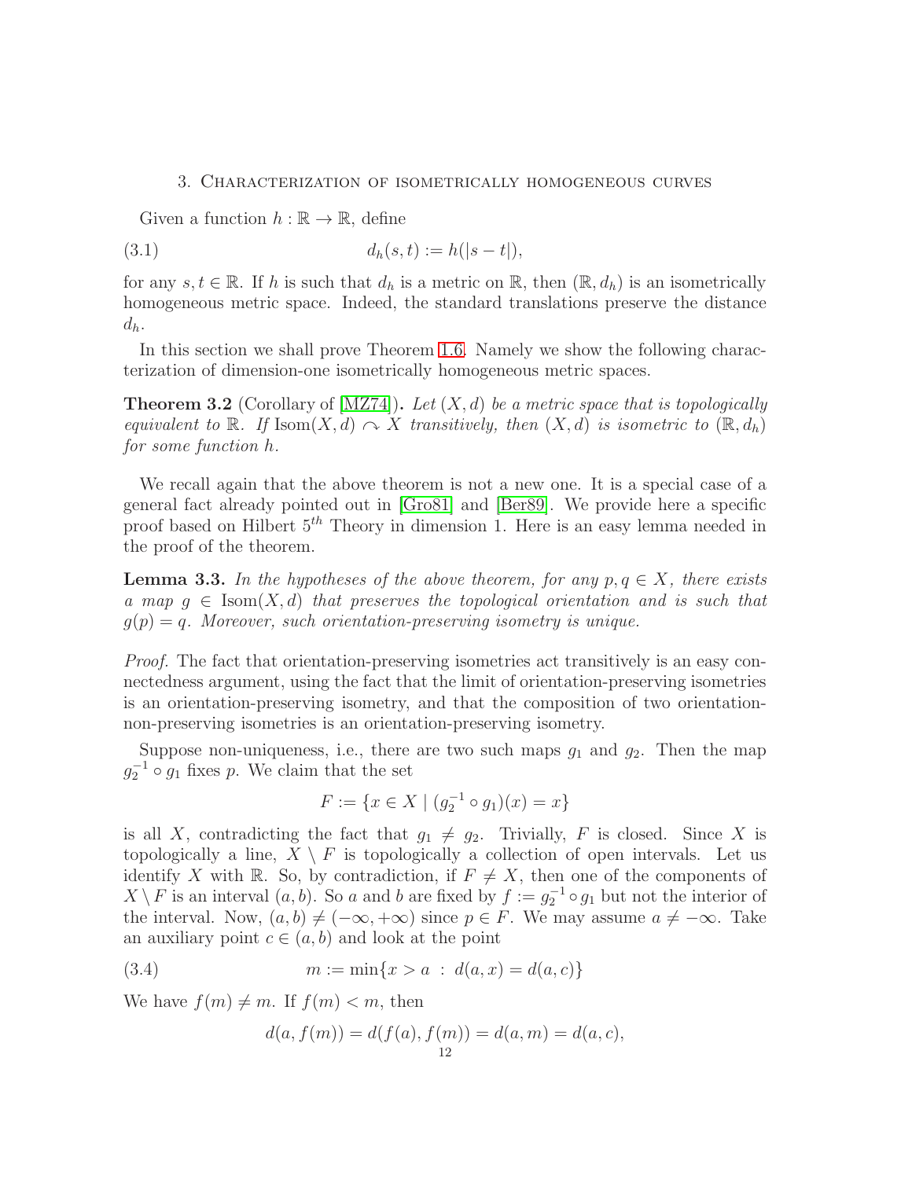## 3. Characterization of isometrically homogeneous curves

Given a function $h : \mathbb{R} \to \mathbb{R}$, define

$$d_h(s,t) := h(|s-t|), \tag{3.1}$$

for any $s, t \in \mathbb{R}$. If $h$ is such that $d_h$ is a metric on $\mathbb{R}$, then $(\mathbb{R}, d_h)$ is an isometrically homogeneous metric space. Indeed, the standard translations preserve the distance $d_h$.

In this section we shall prove Theorem 1.6. Namely we show the following characterization of dimension-one isometrically homogeneous metric spaces.

**Theorem 3.2** (Corollary of [MZ74])**.** *Let $(X,d)$ be a metric space that is topologically equivalent to $\mathbb{R}$. If $\mathrm{Isom}(X,d) \curvearrowright X$ transitively, then $(X,d)$ is isometric to $(\mathbb{R}, d_h)$ for some function $h$.*

We recall again that the above theorem is not a new one. It is a special case of a general fact already pointed out in [Gro81] and [Ber89]. We provide here a specific proof based on Hilbert $5^{th}$ Theory in dimension 1. Here is an easy lemma needed in the proof of the theorem.

**Lemma 3.3.** *In the hypotheses of the above theorem, for any $p, q \in X$, there exists a map $g \in \mathrm{Isom}(X,d)$ that preserves the topological orientation and is such that $g(p) = q$. Moreover, such orientation-preserving isometry is unique.*

*Proof.* The fact that orientation-preserving isometries act transitively is an easy connectedness argument, using the fact that the limit of orientation-preserving isometries is an orientation-preserving isometry, and that the composition of two orientation-non-preserving isometries is an orientation-preserving isometry.

Suppose non-uniqueness, i.e., there are two such maps $g_1$ and $g_2$. Then the map $g_2^{-1} \circ g_1$ fixes $p$. We claim that the set

$$F := \{x \in X \mid (g_2^{-1} \circ g_1)(x) = x\}$$

is all $X$, contradicting the fact that $g_1 \neq g_2$. Trivially, $F$ is closed. Since $X$ is topologically a line, $X \setminus F$ is topologically a collection of open intervals. Let us identify $X$ with $\mathbb{R}$. So, by contradiction, if $F \neq X$, then one of the components of $X \setminus F$ is an interval $(a,b)$. So $a$ and $b$ are fixed by $f := g_2^{-1} \circ g_1$ but not the interior of the interval. Now, $(a,b) \neq (-\infty, +\infty)$ since $p \in F$. We may assume $a \neq -\infty$. Take an auxiliary point $c \in (a,b)$ and look at the point

$$m := \min\{x > a \; : \; d(a,x) = d(a,c)\} \tag{3.4}$$

We have $f(m) \neq m$. If $f(m) < m$, then

$$d(a, f(m)) = d(f(a), f(m)) = d(a,m) = d(a,c),$$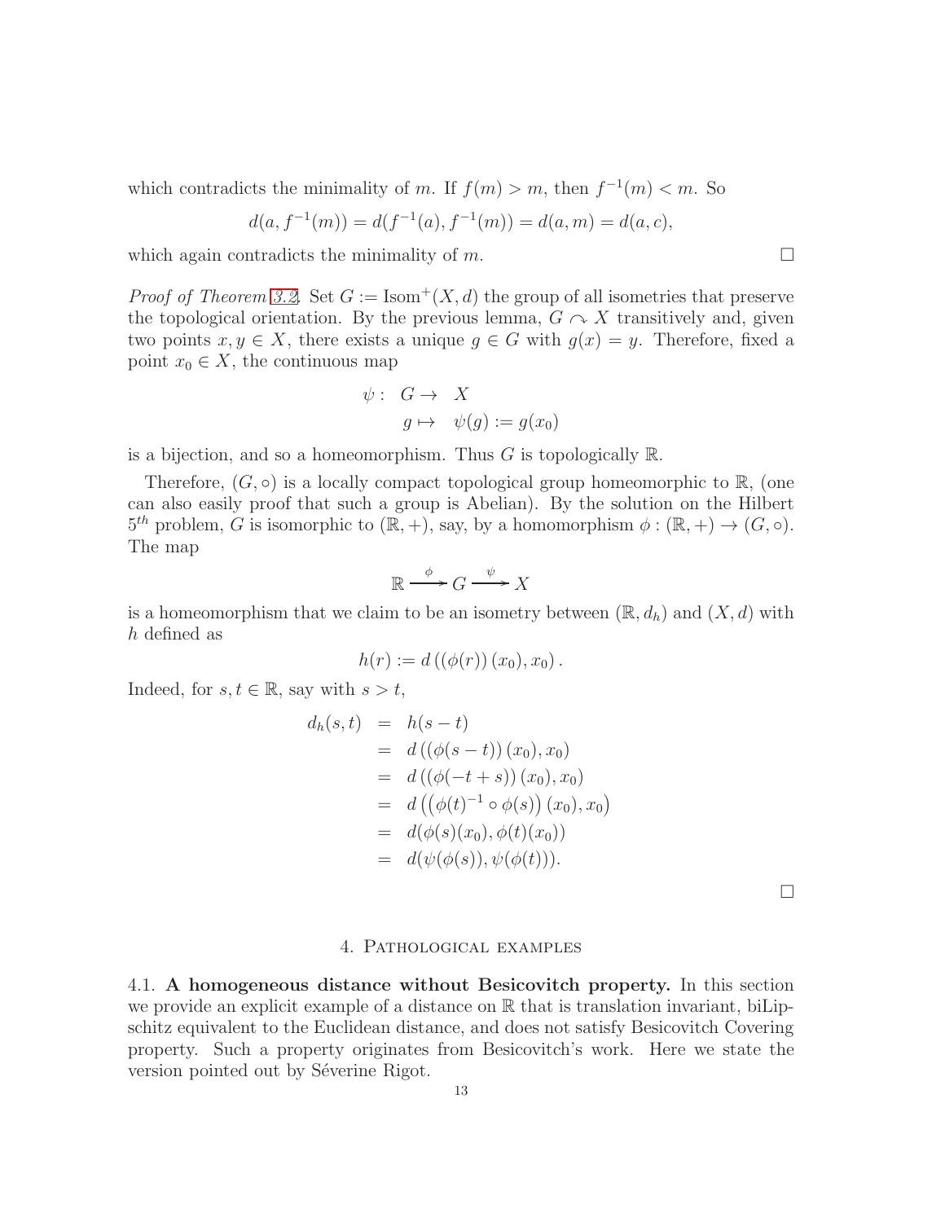which contradicts the minimality of $m$. If $f(m) > m$, then $f^{-1}(m) < m$. So

$$d(a, f^{-1}(m)) = d(f^{-1}(a), f^{-1}(m)) = d(a, m) = d(a, c),$$

which again contradicts the minimality of $m$. $\square$

*Proof of Theorem 3.2.* Set $G := \mathrm{Isom}^+(X, d)$ the group of all isometries that preserve the topological orientation. By the previous lemma, $G \curvearrowright X$ transitively and, given two points $x, y \in X$, there exists a unique $g \in G$ with $g(x) = y$. Therefore, fixed a point $x_0 \in X$, the continuous map

$$\begin{aligned} \psi : \ & G \to X \\ & g \mapsto \psi(g) := g(x_0) \end{aligned}$$

is a bijection, and so a homeomorphism. Thus $G$ is topologically $\mathbb{R}$.

Therefore, $(G, \circ)$ is a locally compact topological group homeomorphic to $\mathbb{R}$, (one can also easily proof that such a group is Abelian). By the solution on the Hilbert $5^{th}$ problem, $G$ is isomorphic to $(\mathbb{R}, +)$, say, by a homomorphism $\phi : (\mathbb{R}, +) \to (G, \circ)$. The map

$$\mathbb{R} \xrightarrow{\ \phi\ } G \xrightarrow{\ \psi\ } X$$

is a homeomorphism that we claim to be an isometry between $(\mathbb{R}, d_h)$ and $(X, d)$ with $h$ defined as

$$h(r) := d\left( (\phi(r))(x_0), x_0 \right).$$

Indeed, for $s, t \in \mathbb{R}$, say with $s > t$,

$$\begin{aligned} d_h(s, t) &= h(s - t) \\ &= d\left( (\phi(s - t))(x_0), x_0 \right) \\ &= d\left( (\phi(-t + s))(x_0), x_0 \right) \\ &= d\left( \left( \phi(t)^{-1} \circ \phi(s) \right)(x_0), x_0 \right) \\ &= d(\phi(s)(x_0), \phi(t)(x_0)) \\ &= d(\psi(\phi(s)), \psi(\phi(t))). \end{aligned}$$

$\square$

## 4. Pathological examples

**4.1. A homogeneous distance without Besicovitch property.** In this section we provide an explicit example of a distance on $\mathbb{R}$ that is translation invariant, biLipschitz equivalent to the Euclidean distance, and does not satisfy Besicovitch Covering property. Such a property originates from Besicovitch's work. Here we state the version pointed out by Séverine Rigot.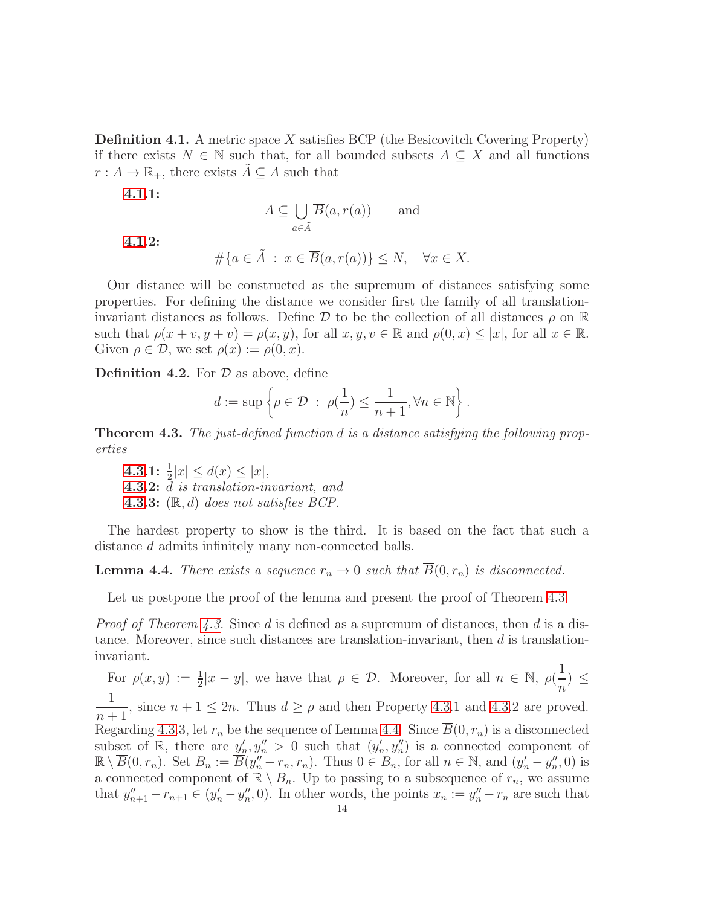**Definition 4.1.** A metric space $X$ satisfies BCP (the Besicovitch Covering Property) if there exists $N \in \mathbb{N}$ such that, for all bounded subsets $A \subseteq X$ and all functions $r : A \to \mathbb{R}_+$, there exists $\tilde{A} \subseteq A$ such that

**4.1.1:**
$$A \subseteq \bigcup_{a \in \tilde{A}} \overline{B}(a, r(a)) \qquad \text{and}$$

**4.1.2:**
$$\#\{a \in \tilde{A} \; : \; x \in \overline{B}(a, r(a))\} \leq N, \quad \forall x \in X.$$

Our distance will be constructed as the supremum of distances satisfying some properties. For defining the distance we consider first the family of all translation-invariant distances as follows. Define $\mathcal{D}$ to be the collection of all distances $\rho$ on $\mathbb{R}$ such that $\rho(x+v, y+v) = \rho(x,y)$, for all $x, y, v \in \mathbb{R}$ and $\rho(0,x) \leq |x|$, for $x \in \mathbb{R}$. Given $\rho \in \mathcal{D}$, we set $\rho(x) := \rho(0,x)$.

**Definition 4.2.** For $\mathcal{D}$ as above, define
$$d := \sup \left\{ \rho \in \mathcal{D} \; : \; \rho(\frac{1}{n}) \leq \frac{1}{n+1}, \forall n \in \mathbb{N} \right\}.$$

**Theorem 4.3.** *The just-defined function $d$ is a distance satisfying the following properties*

**4.3.1:** $\frac{1}{2}|x| \leq d(x) \leq |x|$,
**4.3.2:** *$d$ is translation-invariant, and*
**4.3.3:** *$(\mathbb{R}, d)$ does not satisfies BCP.*

The hardest property to show is the third. It is based on the fact that such a distance $d$ admits infinitely many non-connected balls.

**Lemma 4.4.** *There exists a sequence $r_n \to 0$ such that $\overline{B}(0, r_n)$ is disconnected.*

Let us postpone the proof of the lemma and present the proof of Theorem 4.3.

*Proof of Theorem 4.3.* Since $d$ is defined as a supremum of distances, then $d$ is a distance. Moreover, since such distances are translation-invariant, then $d$ is translation-invariant.

For $\rho(x,y) := \frac{1}{2}|x-y|$, we have that $\rho \in \mathcal{D}$. Moreover, for all $n \in \mathbb{N}$, $\rho(\frac{1}{n}) \leq \frac{1}{n+1}$, since $n+1 \leq 2n$. Thus $d \geq \rho$ and then Property 4.3.1 and 4.3.2 are proved. Regarding 4.3.3, let $r_n$ be the sequence of Lemma 4.4. Since $\overline{B}(0, r_n)$ is a disconnected subset of $\mathbb{R}$, there are $y_n', y_n'' > 0$ such that $(y_n', y_n'')$ is a connected component of $\mathbb{R} \setminus \overline{B}(0, r_n)$. Set $B_n := \overline{B}(y_n'' - r_n, r_n)$. Thus $0 \in B_n$, for all $n \in \mathbb{N}$, and $(y_n' - y_n'', 0)$ is a connected component of $\mathbb{R} \setminus B_n$. Up to passing to a subsequence of $r_n$, we assume that $y_{n+1}'' - r_{n+1} \in (y_n' - y_n'', 0)$. In other words, the points $x_n := y_n'' - r_n$ are such that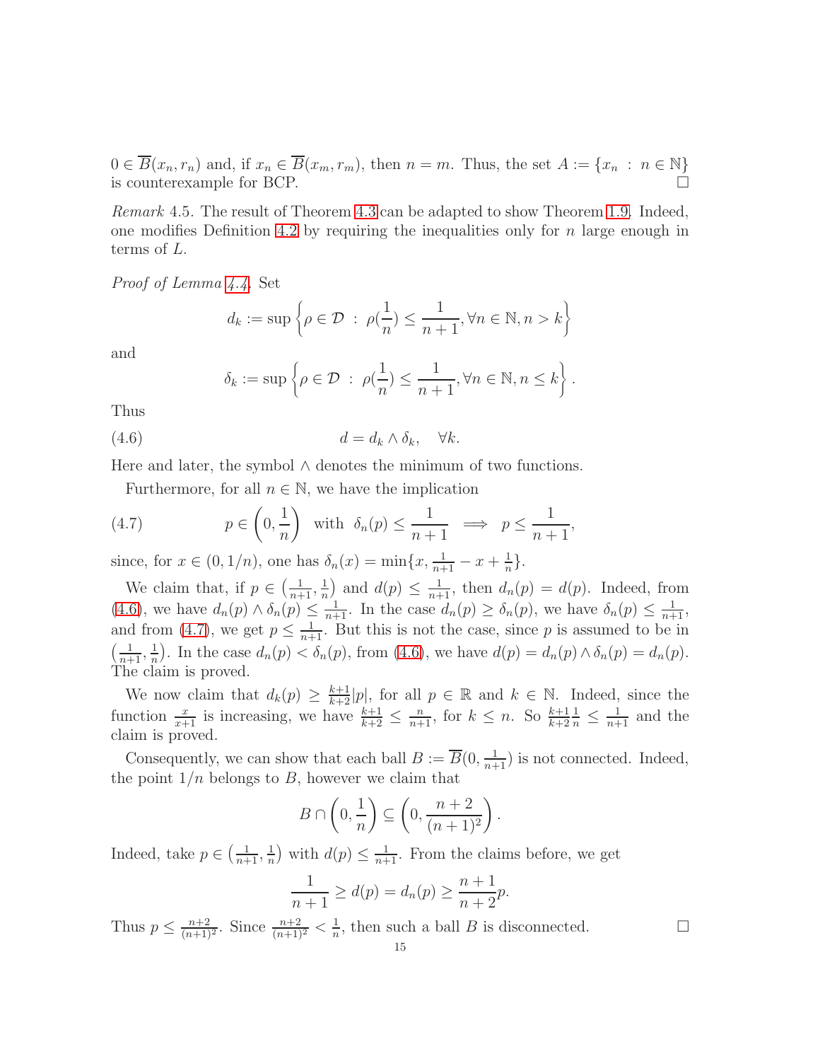$0 \in \overline{B}(x_n, r_n)$ and, if $x_n \in \overline{B}(x_m, r_m)$, then $n = m$. Thus, the set $A := \{x_n \ : \ n \in \mathbb{N}\}$ is counterexample for BCP. $\square$

*Remark* 4.5. The result of Theorem 4.3 can be adapted to show Theorem 1.9. Indeed, one modifies Definition 4.2 by requiring the inequalities only for $n$ large enough in terms of $L$.

*Proof of Lemma 4.4.* Set

$$d_k := \sup \left\{ \rho \in \mathcal{D} \ : \ \rho(\frac{1}{n}) \leq \frac{1}{n+1}, \forall n \in \mathbb{N}, n > k \right\}$$

and

$$\delta_k := \sup \left\{ \rho \in \mathcal{D} \ : \ \rho(\frac{1}{n}) \leq \frac{1}{n+1}, \forall n \in \mathbb{N}, n \leq k \right\}.$$

Thus

$$d = d_k \wedge \delta_k, \quad \forall k. \tag{4.6}$$

Here and later, the symbol $\wedge$ denotes the minimum of two functions.

Furthermore, for all $n \in \mathbb{N}$, we have the implication

$$p \in \left(0, \frac{1}{n}\right) \ \text{ with } \ \delta_n(p) \leq \frac{1}{n+1} \implies p \leq \frac{1}{n+1}, \tag{4.7}$$

since, for $x \in (0, 1/n)$, one has $\delta_n(x) = \min\{x, \frac{1}{n+1} - x + \frac{1}{n}\}$.

We claim that, if $p \in \left(\frac{1}{n+1}, \frac{1}{n}\right)$ and $d(p) \leq \frac{1}{n+1}$, then $d_n(p) = d(p)$. Indeed, from (4.6), we have $d_n(p) \wedge \delta_n(p) \leq \frac{1}{n+1}$. In the case $d_n(p) \geq \delta_n(p)$, we have $\delta_n(p) \leq \frac{1}{n+1}$, and from (4.7), we get $p \leq \frac{1}{n+1}$. But this is not the case, since $p$ is assumed to be in $\left(\frac{1}{n+1}, \frac{1}{n}\right)$. In the case $d_n(p) < \delta_n(p)$, from (4.6), we have $d(p) = d_n(p) \wedge \delta_n(p) = d_n(p)$. The claim is proved.

We now claim that $d_k(p) \geq \frac{k+1}{k+2}|p|$, for all $p \in \mathbb{R}$ and $k \in \mathbb{N}$. Indeed, since the function $\frac{x}{x+1}$ is increasing, we have $\frac{k+1}{k+2} \leq \frac{n}{n+1}$, for $k \leq n$. So $\frac{k+1}{k+2}\frac{1}{n} \leq \frac{1}{n+1}$ and the claim is proved.

Consequently, we can show that each ball $B := \overline{B}(0, \frac{1}{n+1})$ is not connected. Indeed, the point $1/n$ belongs to $B$, however we claim that

$$B \cap \left(0, \frac{1}{n}\right) \subseteq \left(0, \frac{n+2}{(n+1)^2}\right).$$

Indeed, take $p \in \left(\frac{1}{n+1}, \frac{1}{n}\right)$ with $d(p) \leq \frac{1}{n+1}$. From the claims before, we get

$$\frac{1}{n+1} \geq d(p) = d_n(p) \geq \frac{n+1}{n+2}p.$$

Thus $p \leq \frac{n+2}{(n+1)^2}$. Since $\frac{n+2}{(n+1)^2} < \frac{1}{n}$, then such a ball $B$ is disconnected. $\square$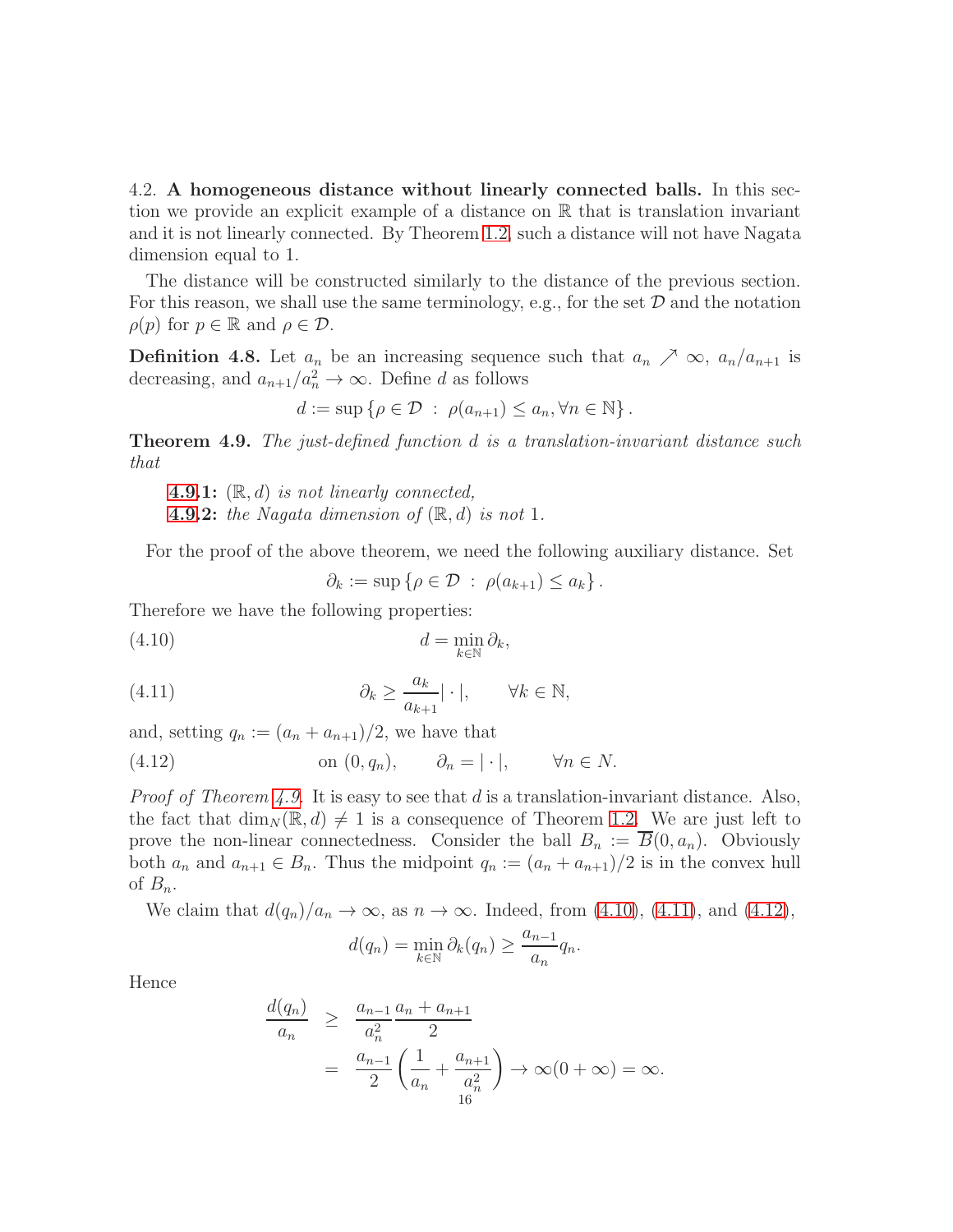4.2. **A homogeneous distance without linearly connected balls.** In this section we provide an explicit example of a distance on $\mathbb{R}$ that is translation invariant and it is not linearly connected. By Theorem 1.2, such a distance will not have Nagata dimension equal to 1.

The distance will be constructed similarly to the distance of the previous section. For this reason, we shall use the same terminology, e.g., for the set $\mathcal{D}$ and the notation $\rho(p)$ for $p \in \mathbb{R}$ and $\rho \in \mathcal{D}$.

**Definition 4.8.** Let $a_n$ be an increasing sequence such that $a_n \nearrow \infty$, $a_n/a_{n+1}$ is decreasing, and $a_{n+1}/a_n^2 \to \infty$. Define $d$ as follows

$$d := \sup \{\rho \in \mathcal{D} \ : \ \rho(a_{n+1}) \leq a_n, \forall n \in \mathbb{N}\} .$$

**Theorem 4.9.** *The just-defined function $d$ is a translation-invariant distance such that*

> **4.9.1:** *$(\mathbb{R}, d)$ is not linearly connected,*
> **4.9.2:** *the Nagata dimension of $(\mathbb{R}, d)$ is not 1.*

For the proof of the above theorem, we need the following auxiliary distance. Set

$$\partial_k := \sup \{\rho \in \mathcal{D} \ : \ \rho(a_{k+1}) \leq a_k\} .$$

Therefore we have the following properties:

$$d = \min_{k \in \mathbb{N}} \partial_k, \tag{4.10}$$

$$\partial_k \geq \frac{a_k}{a_{k+1}} |\cdot|, \qquad \forall k \in \mathbb{N}, \tag{4.11}$$

and, setting $q_n := (a_n + a_{n+1})/2$, we have that

$$\text{on } (0, q_n), \qquad \partial_n = |\cdot|, \qquad \forall n \in N. \tag{4.12}$$

*Proof of Theorem 4.9.* It is easy to see that $d$ is a translation-invariant distance. Also, the fact that $\dim_N(\mathbb{R}, d) \neq 1$ is a consequence of Theorem 1.2. We are just left to prove the non-linear connectedness. Consider the ball $B_n := \overline{B}(0, a_n)$. Obviously both $a_n$ and $a_{n+1} \in B_n$. Thus the midpoint $q_n := (a_n + a_{n+1})/2$ is in the convex hull of $B_n$.

We claim that $d(q_n)/a_n \to \infty$, as $n \to \infty$. Indeed, from (4.10), (4.11), and (4.12),

$$d(q_n) = \min_{k \in \mathbb{N}} \partial_k(q_n) \geq \frac{a_{n-1}}{a_n} q_n.$$

Hence

$$\begin{aligned}
\frac{d(q_n)}{a_n} &\geq \frac{a_{n-1}}{a_n^2} \frac{a_n + a_{n+1}}{2} \\
&= \frac{a_{n-1}}{2} \left( \frac{1}{a_n} + \frac{a_{n+1}}{a_n^2} \right) \to \infty(0 + \infty) = \infty.
\end{aligned}$$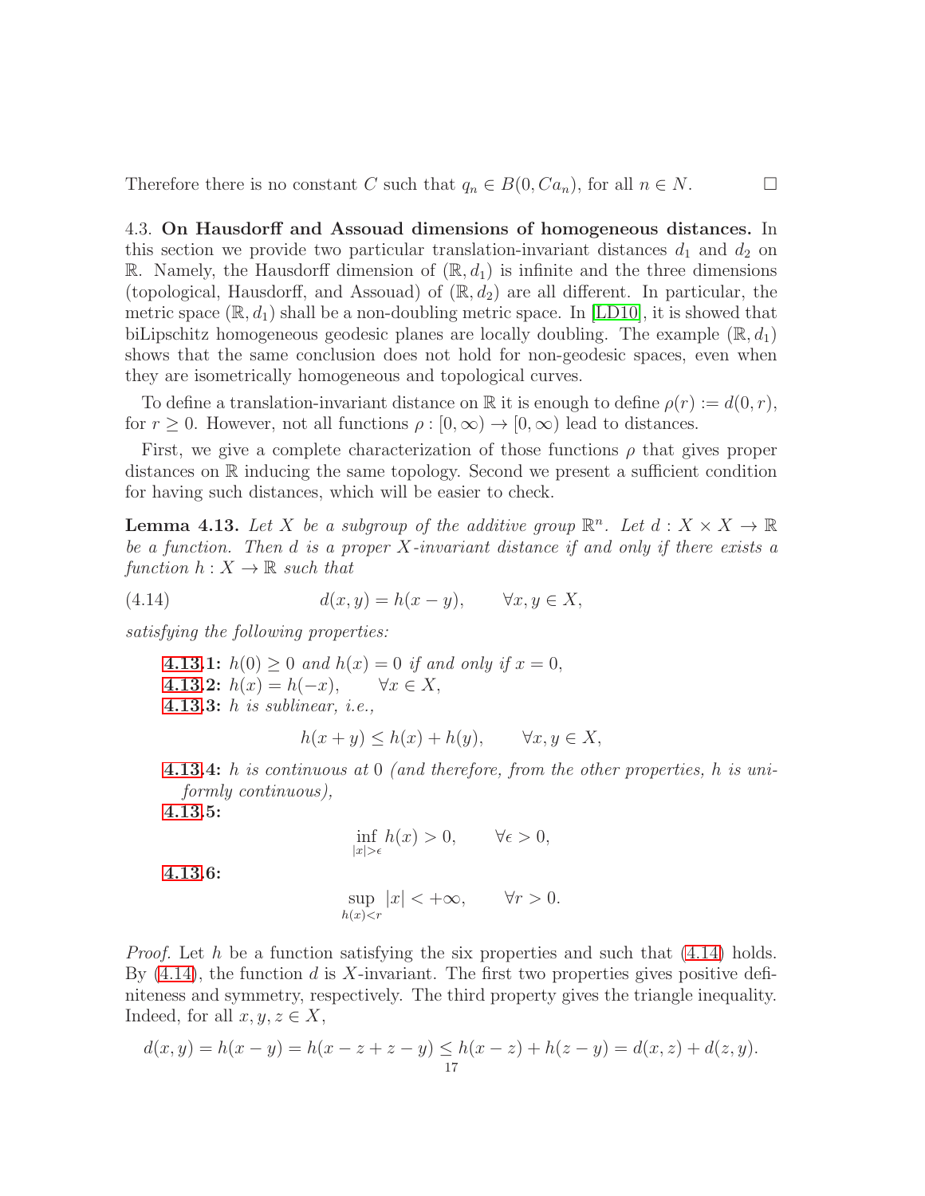Therefore there is no constant $C$ such that $q_n \in B(0, Ca_n)$, for all $n \in N$. $\square$

4.3. **On Hausdorff and Assouad dimensions of homogeneous distances.** In this section we provide two particular translation-invariant distances $d_1$ and $d_2$ on $\mathbb{R}$. Namely, the Hausdorff dimension of $(\mathbb{R}, d_1)$ is infinite and the three dimensions (topological, Hausdorff, and Assouad) of $(\mathbb{R}, d_2)$ are all different. In particular, the metric space $(\mathbb{R}, d_1)$ shall be a non-doubling metric space. In [LD10], it is showed that biLipschitz homogeneous geodesic planes are locally doubling. The example $(\mathbb{R}, d_1)$ shows that the same conclusion does not hold for non-geodesic spaces, even when they are isometrically homogeneous and topological curves.

To define a translation-invariant distance on $\mathbb{R}$ it is enough to define $\rho(r) := d(0, r)$, for $r \geq 0$. However, not all functions $\rho : [0, \infty) \to [0, \infty)$ lead to distances.

First, we give a complete characterization of those functions $\rho$ that gives proper distances on $\mathbb{R}$ inducing the same topology. Second we present a sufficient condition for having such distances, which will be easier to check.

**Lemma 4.13.** *Let $X$ be a subgroup of the additive group $\mathbb{R}^n$. Let $d : X \times X \to \mathbb{R}$ be a function. Then $d$ is a proper $X$-invariant distance if and only if there exists a function $h : X \to \mathbb{R}$ such that*

$$d(x, y) = h(x - y), \qquad \forall x, y \in X, \tag{4.14}$$

*satisfying the following properties:*

**4.13.1:** *$h(0) \geq 0$ and $h(x) = 0$ if and only if $x = 0$,*

**4.13.2:** *$h(x) = h(-x), \qquad \forall x \in X,$*

**4.13.3:** *$h$ is sublinear, i.e.,*

$$h(x + y) \leq h(x) + h(y), \qquad \forall x, y \in X,$$

**4.13.4:** *$h$ is continuous at $0$ (and therefore, from the other properties, $h$ is uniformly continuous),*

**4.13.5:**

$$\inf_{|x| > \epsilon} h(x) > 0, \qquad \forall \epsilon > 0,$$

**4.13.6:**

$$\sup_{h(x) < r} |x| < +\infty, \qquad \forall r > 0.$$

*Proof.* Let $h$ be a function satisfying the six properties and such that (4.14) holds. By (4.14), the function $d$ is $X$-invariant. The first two properties gives positive definiteness and symmetry, respectively. The third property gives the triangle inequality. Indeed, for all $x, y, z \in X$,

$$d(x, y) = h(x - y) = h(x - z + z - y) \leq h(x - z) + h(z - y) = d(x, z) + d(z, y).$$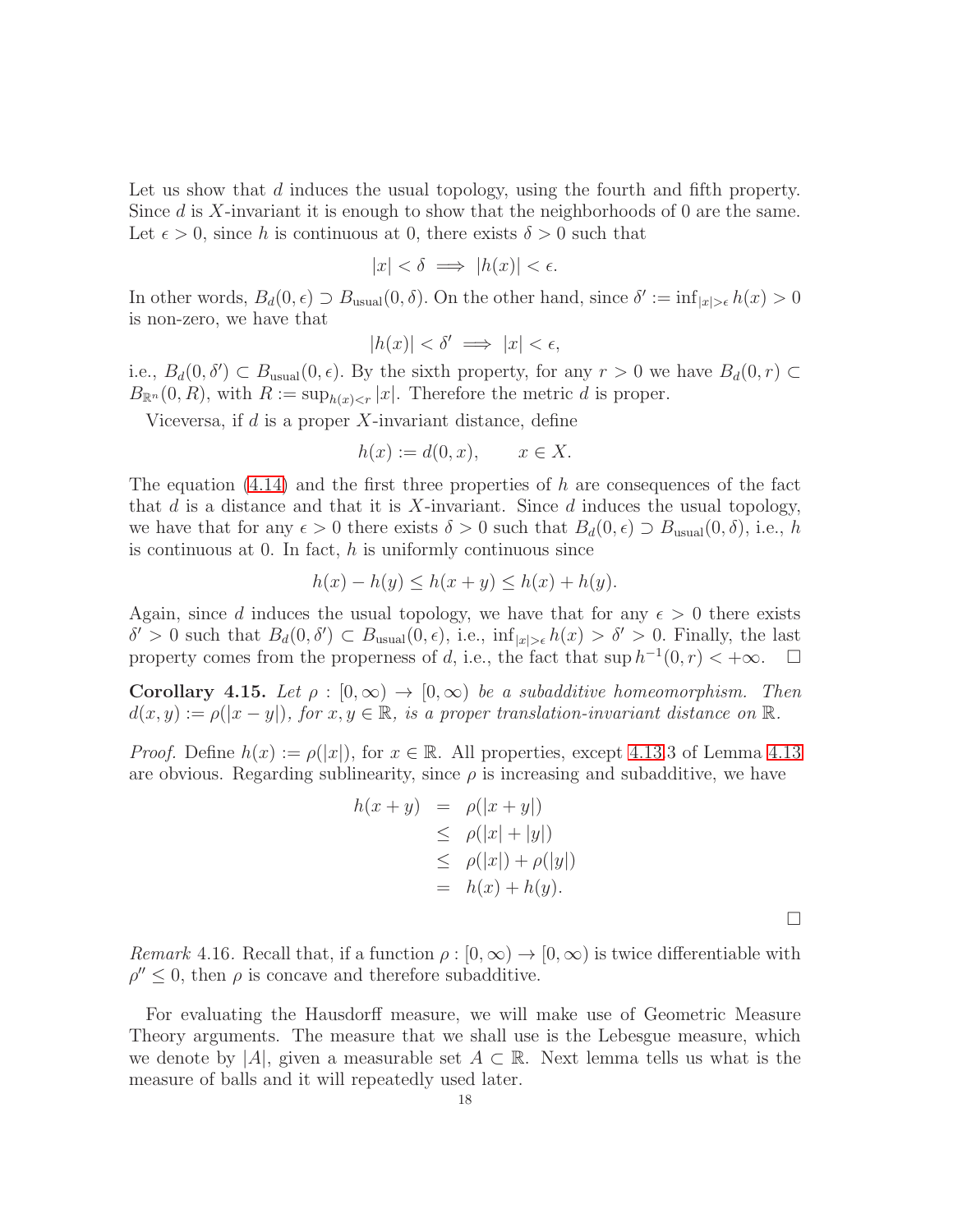Let us show that $d$ induces the usual topology, using the fourth and fifth property. Since $d$ is $X$-invariant it is enough to show that the neighborhoods of 0 are the same. Let $\epsilon > 0$, since $h$ is continuous at 0, there exists $\delta > 0$ such that

$$|x| < \delta \implies |h(x)| < \epsilon.$$

In other words, $B_d(0, \epsilon) \supset B_{\text{usual}}(0, \delta)$. On the other hand, since $\delta' := \inf_{|x|>\epsilon} h(x) > 0$ is non-zero, we have that

$$|h(x)| < \delta' \implies |x| < \epsilon,$$

i.e., $B_d(0, \delta') \subset B_{\text{usual}}(0, \epsilon)$. By the sixth property, for any $r > 0$ we have $B_d(0, r) \subset B_{\mathbb{R}^n}(0, R)$, with $R := \sup_{h(x)<r} |x|$. Therefore the metric $d$ is proper.

Viceversa, if $d$ is a proper $X$-invariant distance, define

$$h(x) := d(0, x), \qquad x \in X.$$

The equation (4.14) and the first three properties of $h$ are consequences of the fact that $d$ is a distance and that it is $X$-invariant. Since $d$ induces the usual topology, we have that for any $\epsilon > 0$ there exists $\delta > 0$ such that $B_d(0, \epsilon) \supset B_{\text{usual}}(0, \delta)$, i.e., $h$ is continuous at 0. In fact, $h$ is uniformly continuous since

$$h(x) - h(y) \le h(x + y) \le h(x) + h(y).$$

Again, since $d$ induces the usual topology, we have that for any $\epsilon > 0$ there exists $\delta' > 0$ such that $B_d(0, \delta') \subset B_{\text{usual}}(0, \epsilon)$, i.e., $\inf_{|x|>\epsilon} h(x) > \delta' > 0$. Finally, the last property comes from the properness of $d$, i.e., the fact that $\sup h^{-1}(0, r) < +\infty$. $\square$

**Corollary 4.15.** *Let $\rho : [0, \infty) \to [0, \infty)$ be a subadditive homeomorphism. Then $d(x, y) := \rho(|x - y|)$, for $x, y \in \mathbb{R}$, is a proper translation-invariant distance on $\mathbb{R}$.*

*Proof.* Define $h(x) := \rho(|x|)$, for $x \in \mathbb{R}$. All properties, except 4.13.3 of Lemma 4.13 are obvious. Regarding sublinearity, since $\rho$ is increasing and subadditive, we have

$$\begin{aligned} h(x + y) &= \rho(|x + y|) \\ &\le \rho(|x| + |y|) \\ &\le \rho(|x|) + \rho(|y|) \\ &= h(x) + h(y). \end{aligned}$$

$\square$

*Remark* 4.16. Recall that, if a function $\rho : [0, \infty) \to [0, \infty)$ is twice differentiable with $\rho'' \le 0$, then $\rho$ is concave and therefore subadditive.

For evaluating the Hausdorff measure, we will make use of Geometric Measure Theory arguments. The measure that we shall use is the Lebesgue measure, which we denote by $|A|$, given a measurable set $A \subset \mathbb{R}$. Next lemma tells us what is the measure of balls and it will repeatedly used later.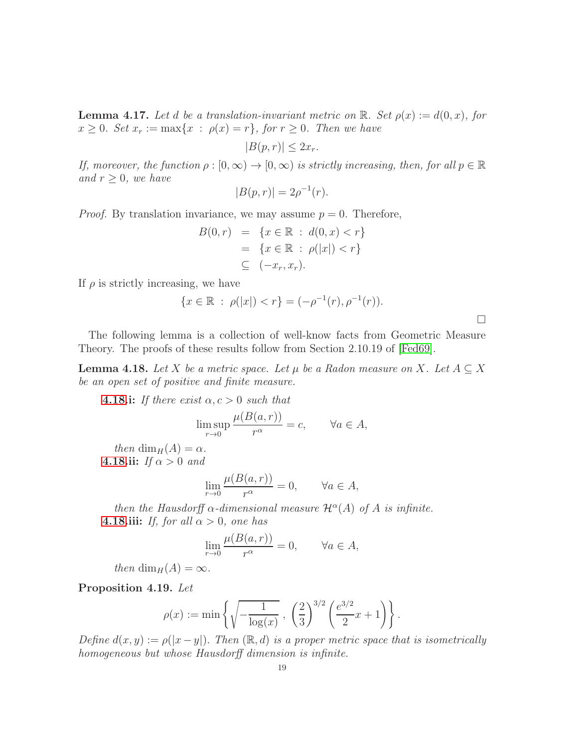**Lemma 4.17.** *Let $d$ be a translation-invariant metric on $\mathbb{R}$. Set $\rho(x) := d(0, x)$, for $x \geq 0$. Set $x_r := \max\{x : \rho(x) = r\}$, for $r \geq 0$. Then we have*

$$|B(p, r)| \leq 2x_r.$$

*If, moreover, the function $\rho : [0, \infty) \to [0, \infty)$ is strictly increasing, then, for all $p \in \mathbb{R}$ and $r \geq 0$, we have*

$$|B(p, r)| = 2\rho^{-1}(r).$$

*Proof.* By translation invariance, we may assume $p = 0$. Therefore,

$$\begin{aligned} B(0, r) &= \{x \in \mathbb{R} : d(0, x) < r\} \\ &= \{x \in \mathbb{R} : \rho(|x|) < r\} \\ &\subseteq (-x_r, x_r). \end{aligned}$$

If $\rho$ is strictly increasing, we have

$$\{x \in \mathbb{R} : \rho(|x|) < r\} = (-\rho^{-1}(r), \rho^{-1}(r)).$$

□

The following lemma is a collection of well-know facts from Geometric Measure Theory. The proofs of these results follow from Section 2.10.19 of [Fed69].

**Lemma 4.18.** *Let $X$ be a metric space. Let $\mu$ be a Radon measure on $X$. Let $A \subseteq X$ be an open set of positive and finite measure.*

**4.18.i:** *If there exist $\alpha, c > 0$ such that*

$$\limsup_{r \to 0} \frac{\mu(B(a, r))}{r^\alpha} = c, \qquad \forall a \in A,$$

*then $\dim_H(A) = \alpha$.*

**4.18.ii:** *If $\alpha > 0$ and*

$$\lim_{r \to 0} \frac{\mu(B(a, r))}{r^\alpha} = 0, \qquad \forall a \in A,$$

*then the Hausdorff $\alpha$-dimensional measure $\mathcal{H}^\alpha(A)$ of $A$ is infinite.*

**4.18.iii:** *If, for all $\alpha > 0$, one has*

$$\lim_{r \to 0} \frac{\mu(B(a, r))}{r^\alpha} = 0, \qquad \forall a \in A,$$

*then $\dim_H(A) = \infty$.*

**Proposition 4.19.** *Let*

$$\rho(x) := \min\left\{ \sqrt{-\frac{1}{\log(x)}}\ ,\ \left(\frac{2}{3}\right)^{3/2} \left(\frac{e^{3/2}}{2}x + 1\right) \right\}.$$

*Define $d(x, y) := \rho(|x - y|)$. Then $(\mathbb{R}, d)$ is a proper metric space that is isometrically homogeneous but whose Hausdorff dimension is infinite.*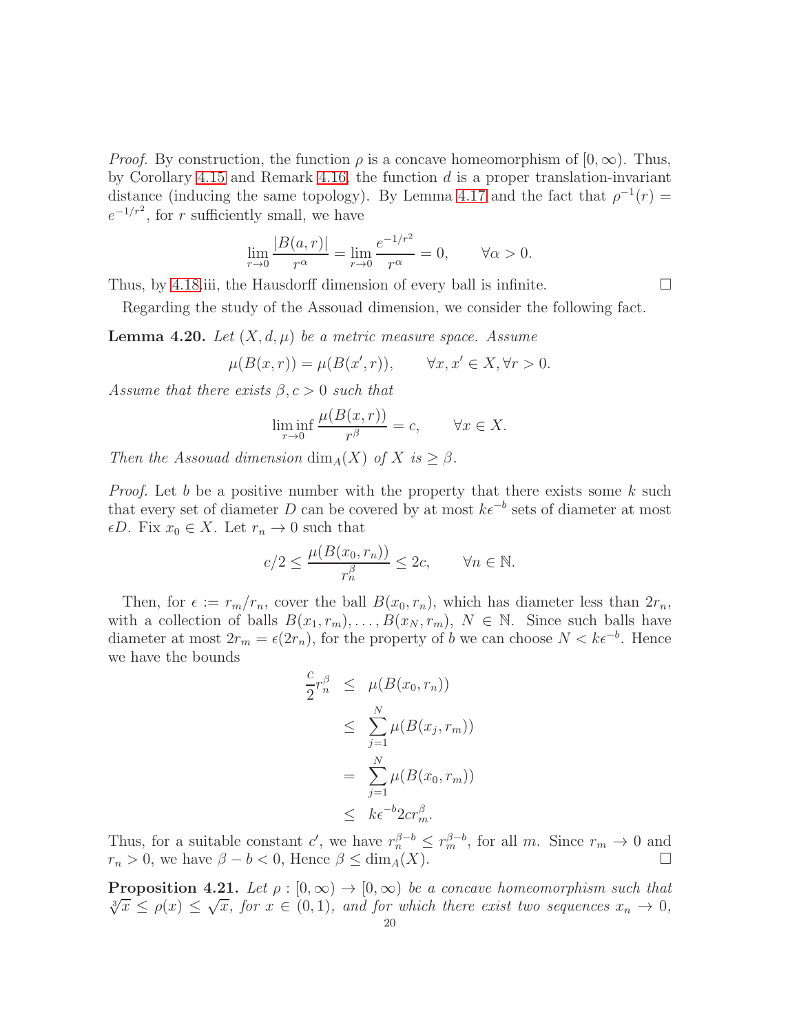*Proof.* By construction, the function $\rho$ is a concave homeomorphism of $[0, \infty)$. Thus, by Corollary 4.15 and Remark 4.16, the function $d$ is a proper translation-invariant distance (inducing the same topology). By Lemma 4.17 and the fact that $\rho^{-1}(r) = e^{-1/r^2}$, for $r$ sufficiently small, we have

$$\lim_{r\to 0} \frac{|B(a,r)|}{r^\alpha} = \lim_{r\to 0} \frac{e^{-1/r^2}}{r^\alpha} = 0, \qquad \forall \alpha > 0.$$

Thus, by 4.18.iii, the Hausdorff dimension of every ball is infinite. $\square$

Regarding the study of the Assouad dimension, we consider the following fact.

**Lemma 4.20.** *Let $(X, d, \mu)$ be a metric measure space. Assume*

$$\mu(B(x, r)) = \mu(B(x', r)), \qquad \forall x, x' \in X, \forall r > 0.$$

*Assume that there exists $\beta, c > 0$ such that*

$$\liminf_{r\to 0} \frac{\mu(B(x,r))}{r^\beta} = c, \qquad \forall x \in X.$$

*Then the Assouad dimension $\dim_A(X)$ of $X$ is $\geq \beta$.*

*Proof.* Let $b$ be a positive number with the property that there exists some $k$ such that every set of diameter $D$ can be covered by at most $k\epsilon^{-b}$ sets of diameter at most $\epsilon D$. Fix $x_0 \in X$. Let $r_n \to 0$ such that

$$c/2 \leq \frac{\mu(B(x_0, r_n))}{r_n^\beta} \leq 2c, \qquad \forall n \in \mathbb{N}.$$

Then, for $\epsilon := r_m/r_n$, cover the ball $B(x_0, r_n)$, which has diameter less than $2r_n$, with a collection of balls $B(x_1, r_m), \ldots, B(x_N, r_m)$, $N \in \mathbb{N}$. Since such balls have diameter at most $2r_m = \epsilon(2r_n)$, for the property of $b$ we can choose $N < k\epsilon^{-b}$. Hence we have the bounds

$$\begin{aligned}
\frac{c}{2} r_n^\beta &\leq \mu(B(x_0, r_n)) \\
&\leq \sum_{j=1}^{N} \mu(B(x_j, r_m)) \\
&= \sum_{j=1}^{N} \mu(B(x_0, r_m)) \\
&\leq k\epsilon^{-b} 2c r_m^\beta.
\end{aligned}$$

Thus, for a suitable constant $c'$, we have $r_n^{\beta-b} \leq r_m^{\beta-b}$, for all $m$. Since $r_m \to 0$ and $r_n > 0$, we have $\beta - b < 0$, Hence $\beta \leq \dim_A(X)$. $\square$

**Proposition 4.21.** *Let $\rho : [0, \infty) \to [0, \infty)$ be a concave homeomorphism such that $\sqrt[3]{x} \leq \rho(x) \leq \sqrt{x}$, for $x \in (0, 1)$, and for which there exist two sequences $x_n \to 0$,*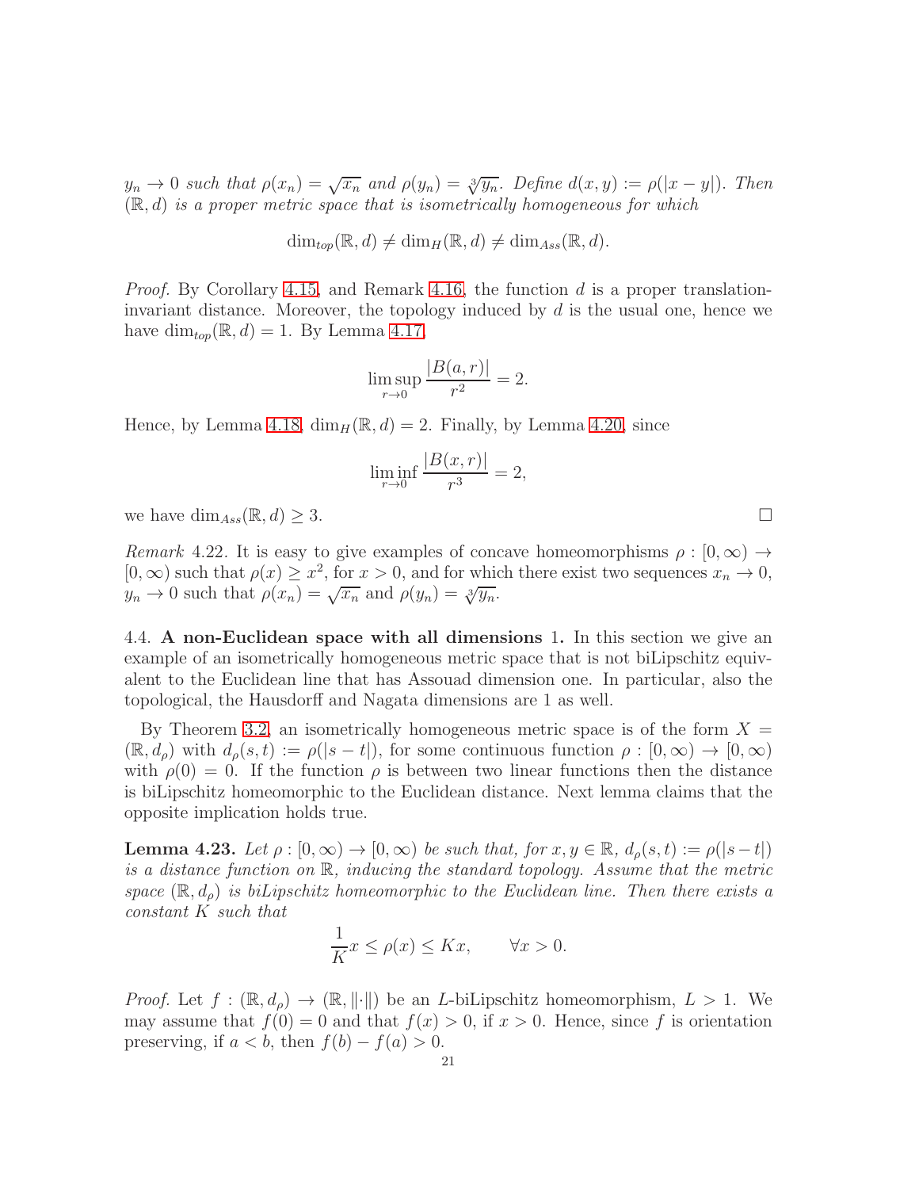*$y_n \to 0$ such that $\rho(x_n) = \sqrt{x_n}$ and $\rho(y_n) = \sqrt[3]{y_n}$. Define $d(x,y) := \rho(|x-y|)$. Then $(\mathbb{R}, d)$ is a proper metric space that is isometrically homogeneous for which*

$$\dim_{top}(\mathbb{R}, d) \neq \dim_H(\mathbb{R}, d) \neq \dim_{Ass}(\mathbb{R}, d).$$

*Proof.* By Corollary 4.15, and Remark 4.16, the function $d$ is a proper translation-invariant distance. Moreover, the topology induced by $d$ is the usual one, hence we have $\dim_{top}(\mathbb{R}, d) = 1$. By Lemma 4.17,

$$\limsup_{r \to 0} \frac{|B(a,r)|}{r^2} = 2.$$

Hence, by Lemma 4.18, $\dim_H(\mathbb{R}, d) = 2$. Finally, by Lemma 4.20, since

$$\liminf_{r \to 0} \frac{|B(x,r)|}{r^3} = 2,$$

we have $\dim_{Ass}(\mathbb{R}, d) \geq 3$. □

*Remark* 4.22. It is easy to give examples of concave homeomorphisms $\rho : [0, \infty) \to [0, \infty)$ such that $\rho(x) \geq x^2$, for $x > 0$, and for which there exist two sequences $x_n \to 0$, $y_n \to 0$ such that $\rho(x_n) = \sqrt{x_n}$ and $\rho(y_n) = \sqrt[3]{y_n}$.

4.4. **A non-Euclidean space with all dimensions** 1. In this section we give an example of an isometrically homogeneous metric space that is not biLipschitz equivalent to the Euclidean line that has Assouad dimension one. In particular, also the topological, the Hausdorff and Nagata dimensions are 1 as well.

By Theorem 3.2, an isometrically homogeneous metric space is of the form $X = (\mathbb{R}, d_\rho)$ with $d_\rho(s,t) := \rho(|s-t|)$, for some continuous function $\rho : [0, \infty) \to [0, \infty)$ with $\rho(0) = 0$. If the function $\rho$ is between two linear functions then the distance is biLipschitz homeomorphic to the Euclidean distance. Next lemma claims that the opposite implication holds true.

**Lemma 4.23.** *Let $\rho : [0, \infty) \to [0, \infty)$ be such that, for $x, y \in \mathbb{R}$, $d_\rho(s,t) := \rho(|s-t|)$ is a distance function on $\mathbb{R}$, inducing the standard topology. Assume that the metric space $(\mathbb{R}, d_\rho)$ is biLipschitz homeomorphic to the Euclidean line. Then there exists a constant $K$ such that*

$$\frac{1}{K} x \leq \rho(x) \leq Kx, \qquad \forall x > 0.$$

*Proof.* Let $f : (\mathbb{R}, d_\rho) \to (\mathbb{R}, \|\cdot\|)$ be an $L$-biLipschitz homeomorphism, $L > 1$. We may assume that $f(0) = 0$ and that $f(x) > 0$, if $x > 0$. Hence, since $f$ is orientation preserving, if $a < b$, then $f(b) - f(a) > 0$.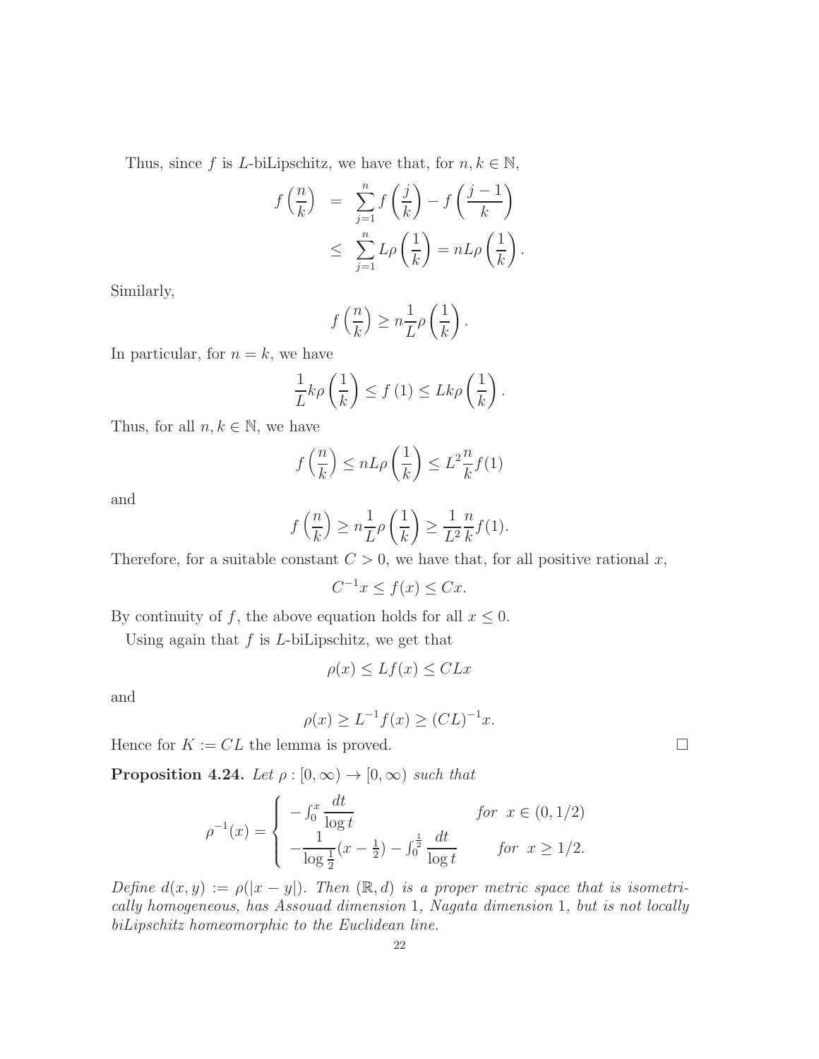Thus, since $f$ is $L$-biLipschitz, we have that, for $n, k \in \mathbb{N}$,

$$
\begin{aligned}
f\left(\frac{n}{k}\right) &= \sum_{j=1}^{n} f\left(\frac{j}{k}\right) - f\left(\frac{j-1}{k}\right) \\
&\leq \sum_{j=1}^{n} L\rho\left(\frac{1}{k}\right) = nL\rho\left(\frac{1}{k}\right).
\end{aligned}
$$

Similarly,

$$
f\left(\frac{n}{k}\right) \geq n\frac{1}{L}\rho\left(\frac{1}{k}\right).
$$

In particular, for $n = k$, we have

$$
\frac{1}{L}k\rho\left(\frac{1}{k}\right) \leq f\left(1\right) \leq Lk\rho\left(\frac{1}{k}\right).
$$

Thus, for all $n, k \in \mathbb{N}$, we have

$$
f\left(\frac{n}{k}\right) \leq nL\rho\left(\frac{1}{k}\right) \leq L^2\frac{n}{k}f(1)
$$

and

$$
f\left(\frac{n}{k}\right) \geq n\frac{1}{L}\rho\left(\frac{1}{k}\right) \geq \frac{1}{L^2}\frac{n}{k}f(1).
$$

Therefore, for a suitable constant $C > 0$, we have that, for all positive rational $x$,

$$
C^{-1}x \leq f(x) \leq Cx.
$$

By continuity of $f$, the above equation holds for all $x \leq 0$.

Using again that $f$ is $L$-biLipschitz, we get that

$$
\rho(x) \leq Lf(x) \leq CLx
$$

and

$$
\rho(x) \geq L^{-1}f(x) \geq (CL)^{-1}x.
$$

Hence for $K := CL$ the lemma is proved. $\square$

**Proposition 4.24.** *Let $\rho : [0, \infty) \to [0, \infty)$ such that*

$$
\rho^{-1}(x) = \begin{cases} -\int_0^x \dfrac{dt}{\log t} & \text{for } x \in (0, 1/2) \\ -\dfrac{1}{\log \frac{1}{2}}(x - \frac{1}{2}) - \int_0^{\frac{1}{2}} \dfrac{dt}{\log t} & \text{for } x \geq 1/2. \end{cases}
$$

*Define $d(x, y) := \rho(|x - y|)$. Then $(\mathbb{R}, d)$ is a proper metric space that is isometrically homogeneous, has Assouad dimension 1, Nagata dimension 1, but is not locally biLipschitz homeomorphic to the Euclidean line.*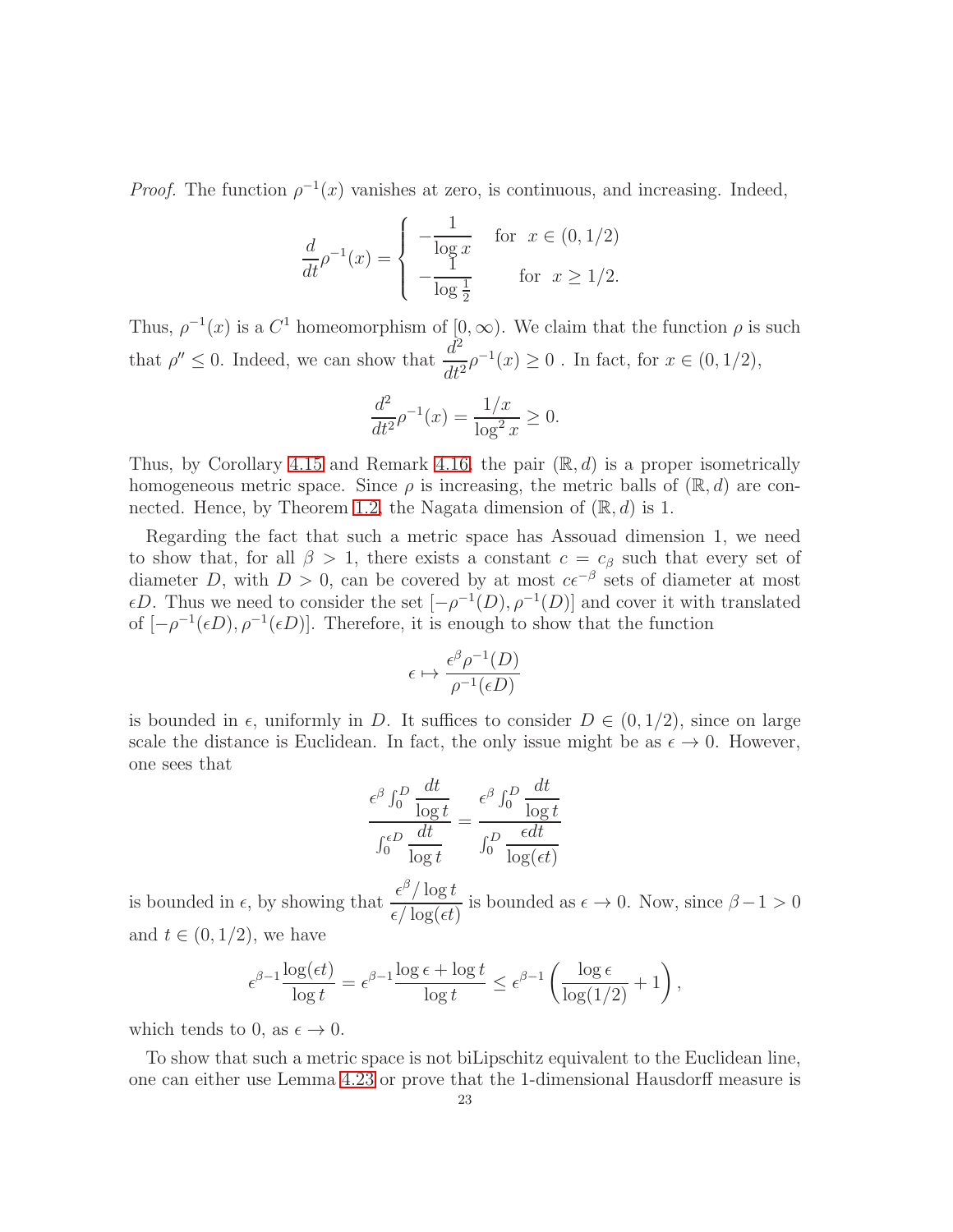*Proof.* The function $\rho^{-1}(x)$ vanishes at zero, is continuous, and increasing. Indeed,

$$\frac{d}{dt}\rho^{-1}(x) = \begin{cases} -\dfrac{1}{\log x} & \text{for } \; x \in (0, 1/2) \\ -\dfrac{1}{\log \frac{1}{2}} & \text{for } \; x \geq 1/2. \end{cases}$$

Thus, $\rho^{-1}(x)$ is a $C^1$ homeomorphism of $[0, \infty)$. We claim that the function $\rho$ is such that $\rho'' \leq 0$. Indeed, we can show that $\dfrac{d^2}{dt^2}\rho^{-1}(x) \geq 0$ . In fact, for $x \in (0, 1/2)$,

$$\frac{d^2}{dt^2}\rho^{-1}(x) = \frac{1/x}{\log^2 x} \geq 0.$$

Thus, by Corollary 4.15 and Remark 4.16, the pair $(\mathbb{R}, d)$ is a proper isometrically homogeneous metric space. Since $\rho$ is increasing, the metric balls of $(\mathbb{R}, d)$ are connected. Hence, by Theorem 1.2, the Nagata dimension of $(\mathbb{R}, d)$ is 1.

Regarding the fact that such a metric space has Assouad dimension 1, we need to show that, for all $\beta > 1$, there exists a constant $c = c_\beta$ such that every set of diameter $D$, with $D > 0$, can be covered by at most $c\epsilon^{-\beta}$ sets of diameter at most $\epsilon D$. Thus we need to consider the set $[-\rho^{-1}(D), \rho^{-1}(D)]$ and cover it with translated of $[-\rho^{-1}(\epsilon D), \rho^{-1}(\epsilon D)]$. Therefore, it is enough to show that the function

$$\epsilon \mapsto \frac{\epsilon^\beta \rho^{-1}(D)}{\rho^{-1}(\epsilon D)}$$

is bounded in $\epsilon$, uniformly in $D$. It suffices to consider $D \in (0, 1/2)$, since on large scale the distance is Euclidean. In fact, the only issue might be as $\epsilon \to 0$. However, one sees that

$$\frac{\epsilon^\beta \int_0^D \dfrac{dt}{\log t}}{\int_0^{\epsilon D} \dfrac{dt}{\log t}} = \frac{\epsilon^\beta \int_0^D \dfrac{dt}{\log t}}{\int_0^D \dfrac{\epsilon dt}{\log(\epsilon t)}}$$

is bounded in $\epsilon$, by showing that $\dfrac{\epsilon^\beta / \log t}{\epsilon / \log(\epsilon t)}$ is bounded as $\epsilon \to 0$. Now, since $\beta - 1 > 0$ and $t \in (0, 1/2)$, we have

$$\epsilon^{\beta-1}\frac{\log(\epsilon t)}{\log t} = \epsilon^{\beta-1}\frac{\log \epsilon + \log t}{\log t} \leq \epsilon^{\beta-1}\left(\frac{\log \epsilon}{\log(1/2)} + 1\right),$$

which tends to 0, as $\epsilon \to 0$.

To show that such a metric space is not biLipschitz equivalent to the Euclidean line, one can either use Lemma 4.23 or prove that the 1-dimensional Hausdorff measure is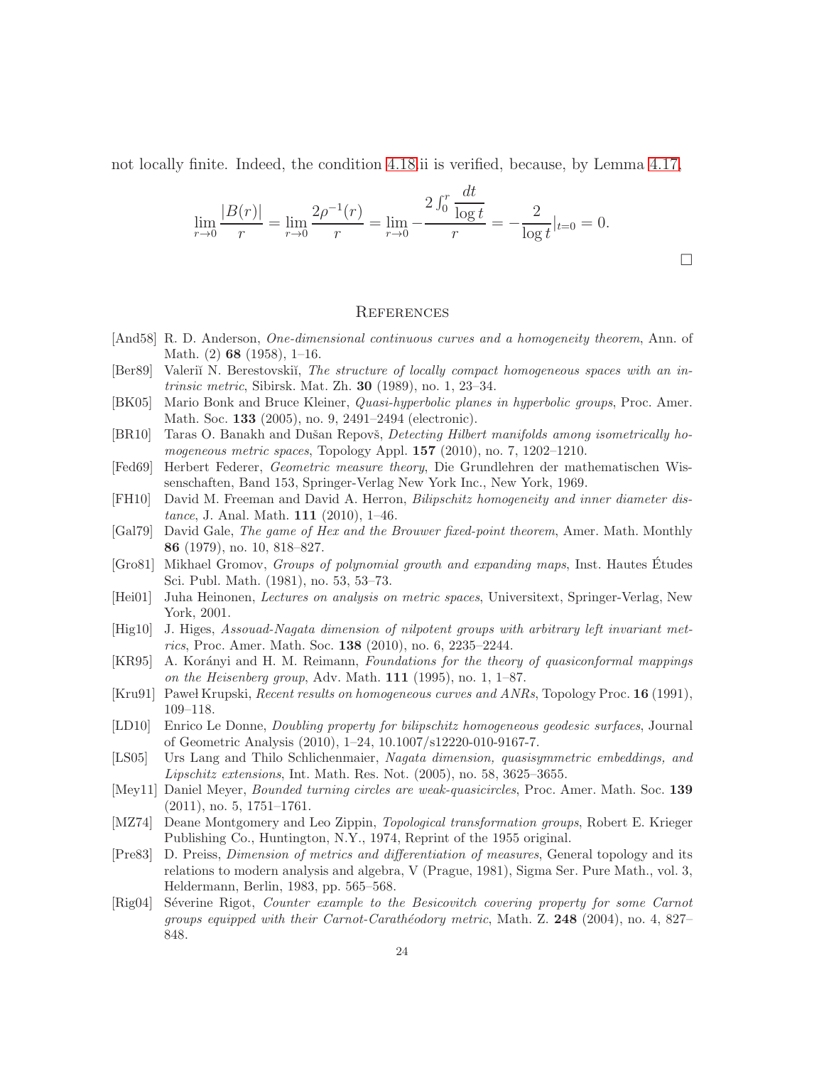not locally finite. Indeed, the condition 4.18.ii is verified, because, by Lemma 4.17,

$$\lim_{r\to 0} \frac{|B(r)|}{r} = \lim_{r\to 0} \frac{2\rho^{-1}(r)}{r} = \lim_{r\to 0} -\frac{2\int_0^r \dfrac{dt}{\log t}}{r} = -\frac{2}{\log t}\Big|_{t=0} = 0.$$

□

## References

[And58] R. D. Anderson, *One-dimensional continuous curves and a homogeneity theorem*, Ann. of Math. (2) **68** (1958), 1–16.

[Ber89] Valeriĭ N. Berestovskiĭ, *The structure of locally compact homogeneous spaces with an intrinsic metric*, Sibirsk. Mat. Zh. **30** (1989), no. 1, 23–34.

[BK05] Mario Bonk and Bruce Kleiner, *Quasi-hyperbolic planes in hyperbolic groups*, Proc. Amer. Math. Soc. **133** (2005), no. 9, 2491–2494 (electronic).

[BR10] Taras O. Banakh and Dušan Repovš, *Detecting Hilbert manifolds among isometrically homogeneous metric spaces*, Topology Appl. **157** (2010), no. 7, 1202–1210.

[Fed69] Herbert Federer, *Geometric measure theory*, Die Grundlehren der mathematischen Wissenschaften, Band 153, Springer-Verlag New York Inc., New York, 1969.

[FH10] David M. Freeman and David A. Herron, *Bilipschitz homogeneity and inner diameter distance*, J. Anal. Math. **111** (2010), 1–46.

[Gal79] David Gale, *The game of Hex and the Brouwer fixed-point theorem*, Amer. Math. Monthly **86** (1979), no. 10, 818–827.

[Gro81] Mikhael Gromov, *Groups of polynomial growth and expanding maps*, Inst. Hautes Études Sci. Publ. Math. (1981), no. 53, 53–73.

[Hei01] Juha Heinonen, *Lectures on analysis on metric spaces*, Universitext, Springer-Verlag, New York, 2001.

[Hig10] J. Higes, *Assouad-Nagata dimension of nilpotent groups with arbitrary left invariant metrics*, Proc. Amer. Math. Soc. **138** (2010), no. 6, 2235–2244.

[KR95] A. Korányi and H. M. Reimann, *Foundations for the theory of quasiconformal mappings on the Heisenberg group*, Adv. Math. **111** (1995), no. 1, 1–87.

[Kru91] Paweł Krupski, *Recent results on homogeneous curves and ANRs*, Topology Proc. **16** (1991), 109–118.

[LD10] Enrico Le Donne, *Doubling property for bilipschitz homogeneous geodesic surfaces*, Journal of Geometric Analysis (2010), 1–24, 10.1007/s12220-010-9167-7.

[LS05] Urs Lang and Thilo Schlichenmaier, *Nagata dimension, quasisymmetric embeddings, and Lipschitz extensions*, Int. Math. Res. Not. (2005), no. 58, 3625–3655.

[Mey11] Daniel Meyer, *Bounded turning circles are weak-quasicircles*, Proc. Amer. Math. Soc. **139** (2011), no. 5, 1751–1761.

[MZ74] Deane Montgomery and Leo Zippin, *Topological transformation groups*, Robert E. Krieger Publishing Co., Huntington, N.Y., 1974, Reprint of the 1955 original.

[Pre83] D. Preiss, *Dimension of metrics and differentiation of measures*, General topology and its relations to modern analysis and algebra, V (Prague, 1981), Sigma Ser. Pure Math., vol. 3, Heldermann, Berlin, 1983, pp. 565–568.

[Rig04] Séverine Rigot, *Counter example to the Besicovitch covering property for some Carnot groups equipped with their Carnot-Carathéodory metric*, Math. Z. **248** (2004), no. 4, 827–848.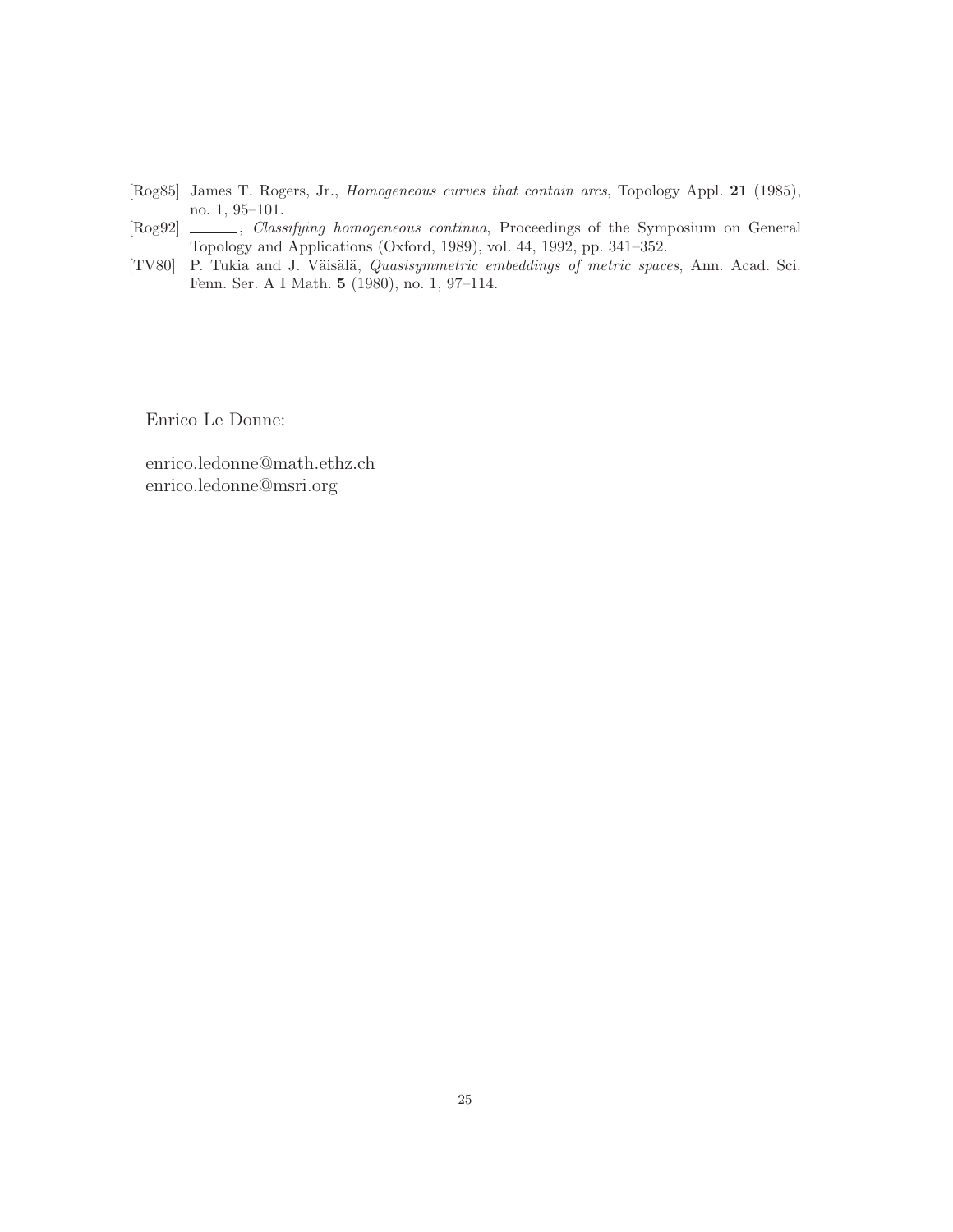- [Rog85] James T. Rogers, Jr., *Homogeneous curves that contain arcs*, Topology Appl. **21** (1985), no. 1, 95–101.
- [Rog92] ______, *Classifying homogeneous continua*, Proceedings of the Symposium on General Topology and Applications (Oxford, 1989), vol. 44, 1992, pp. 341–352.
- [TV80] P. Tukia and J. Väisälä, *Quasisymmetric embeddings of metric spaces*, Ann. Acad. Sci. Fenn. Ser. A I Math. **5** (1980), no. 1, 97–114.

Enrico Le Donne:

enrico.ledonne@math.ethz.ch
enrico.ledonne@msri.org